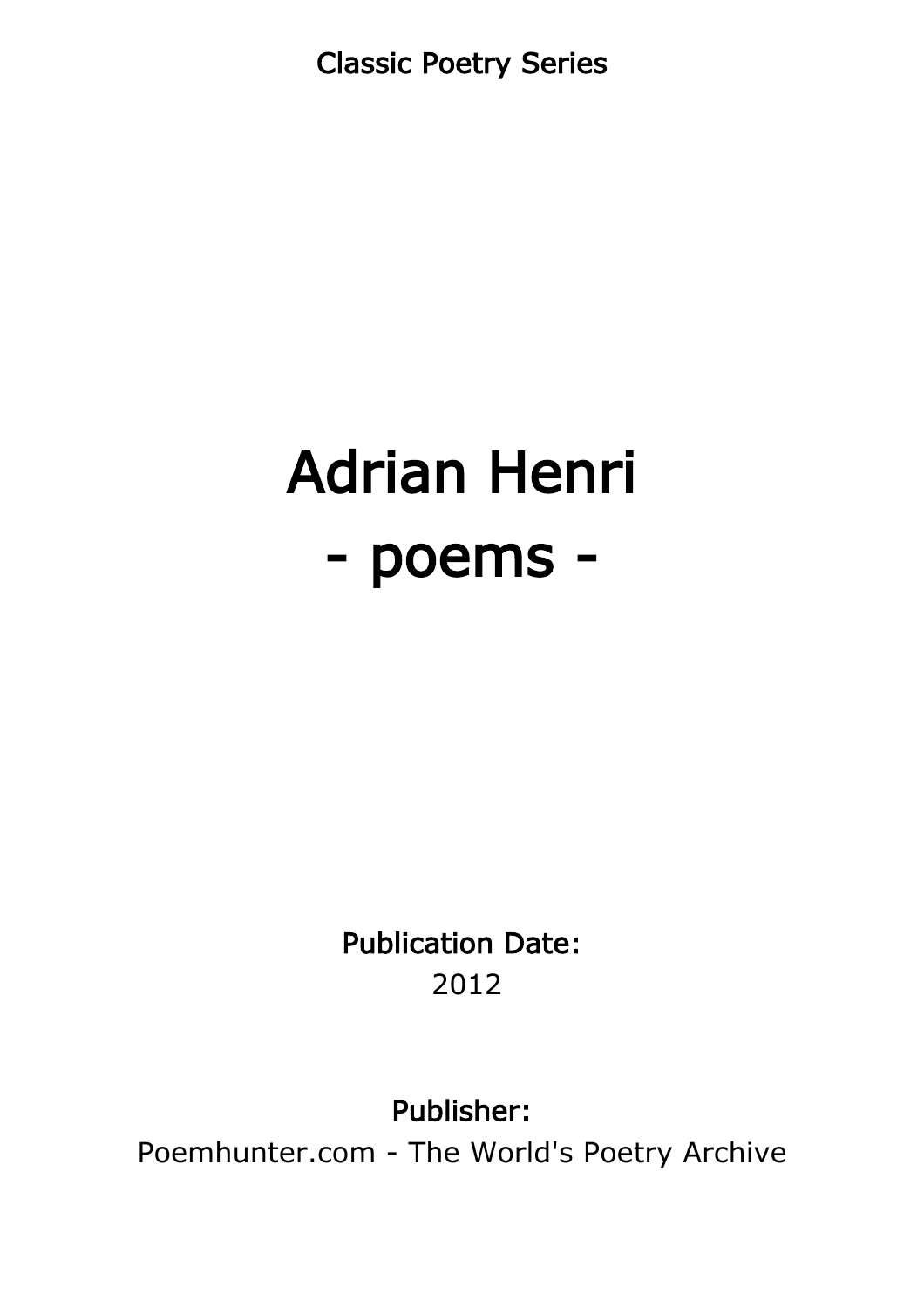Classic Poetry Series

# Adrian Henri
# - poems -

**Publication Date:**
2012

**Publisher:**
Poemhunter.com - The World's Poetry Archive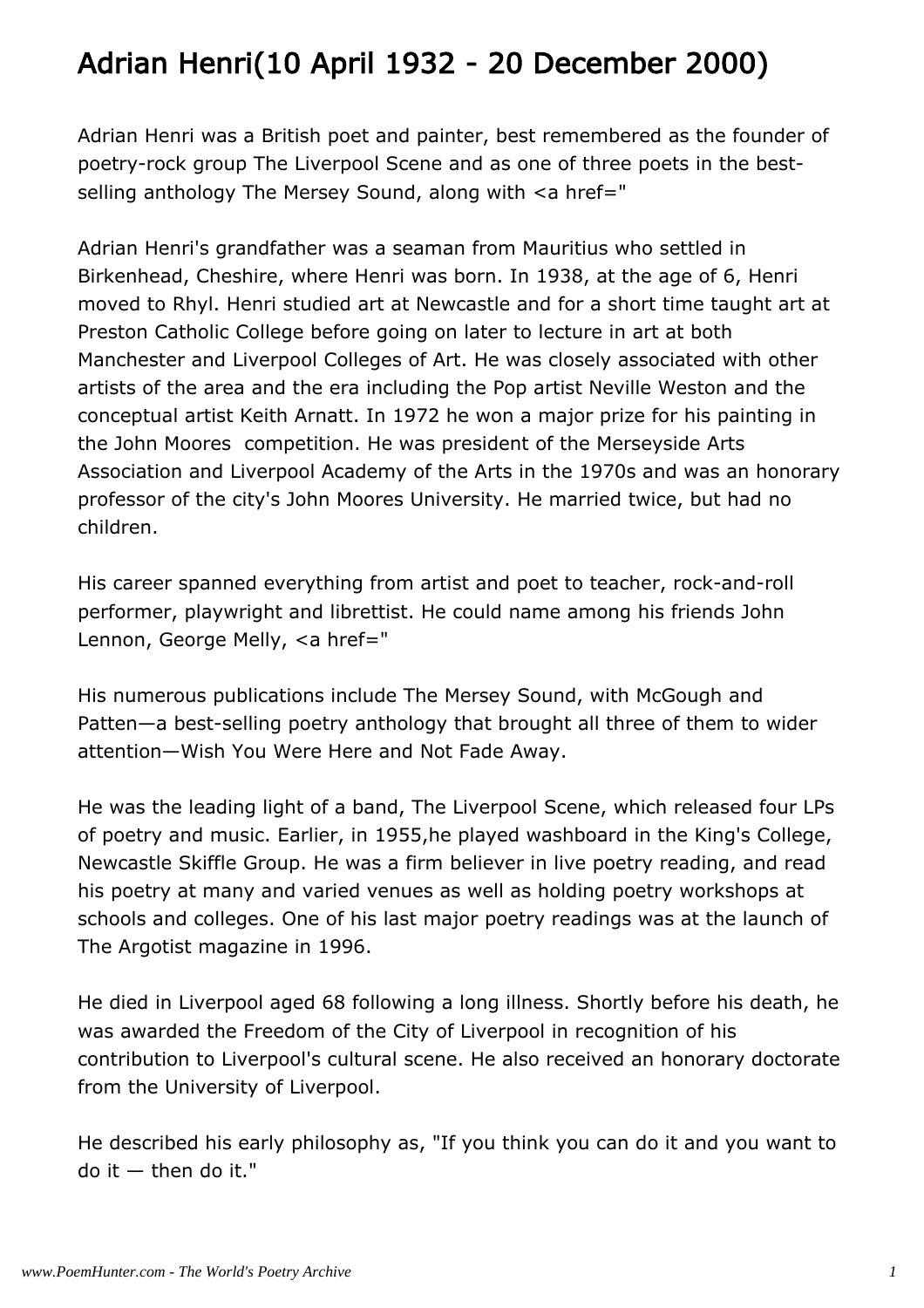# Adrian Henri(10 April 1932 - 20 December 2000)

Adrian Henri was a British poet and painter, best remembered as the founder of poetry-rock group The Liverpool Scene and as one of three poets in the best-selling anthology The Mersey Sound, along with <a href="

Adrian Henri's grandfather was a seaman from Mauritius who settled in Birkenhead, Cheshire, where Henri was born. In 1938, at the age of 6, Henri moved to Rhyl. Henri studied art at Newcastle and for a short time taught art at Preston Catholic College before going on later to lecture in art at both Manchester and Liverpool Colleges of Art. He was closely associated with other artists of the area and the era including the Pop artist Neville Weston and the conceptual artist Keith Arnatt. In 1972 he won a major prize for his painting in the John Moores competition. He was president of the Merseyside Arts Association and Liverpool Academy of the Arts in the 1970s and was an honorary professor of the city's John Moores University. He married twice, but had no children.

His career spanned everything from artist and poet to teacher, rock-and-roll performer, playwright and librettist. He could name among his friends John Lennon, George Melly, <a href="

His numerous publications include The Mersey Sound, with McGough and Patten—a best-selling poetry anthology that brought all three of them to wider attention—Wish You Were Here and Not Fade Away.

He was the leading light of a band, The Liverpool Scene, which released four LPs of poetry and music. Earlier, in 1955,he played washboard in the King's College, Newcastle Skiffle Group. He was a firm believer in live poetry reading, and read his poetry at many and varied venues as well as holding poetry workshops at schools and colleges. One of his last major poetry readings was at the launch of The Argotist magazine in 1996.

He died in Liverpool aged 68 following a long illness. Shortly before his death, he was awarded the Freedom of the City of Liverpool in recognition of his contribution to Liverpool's cultural scene. He also received an honorary doctorate from the University of Liverpool.

He described his early philosophy as, "If you think you can do it and you want to do it — then do it."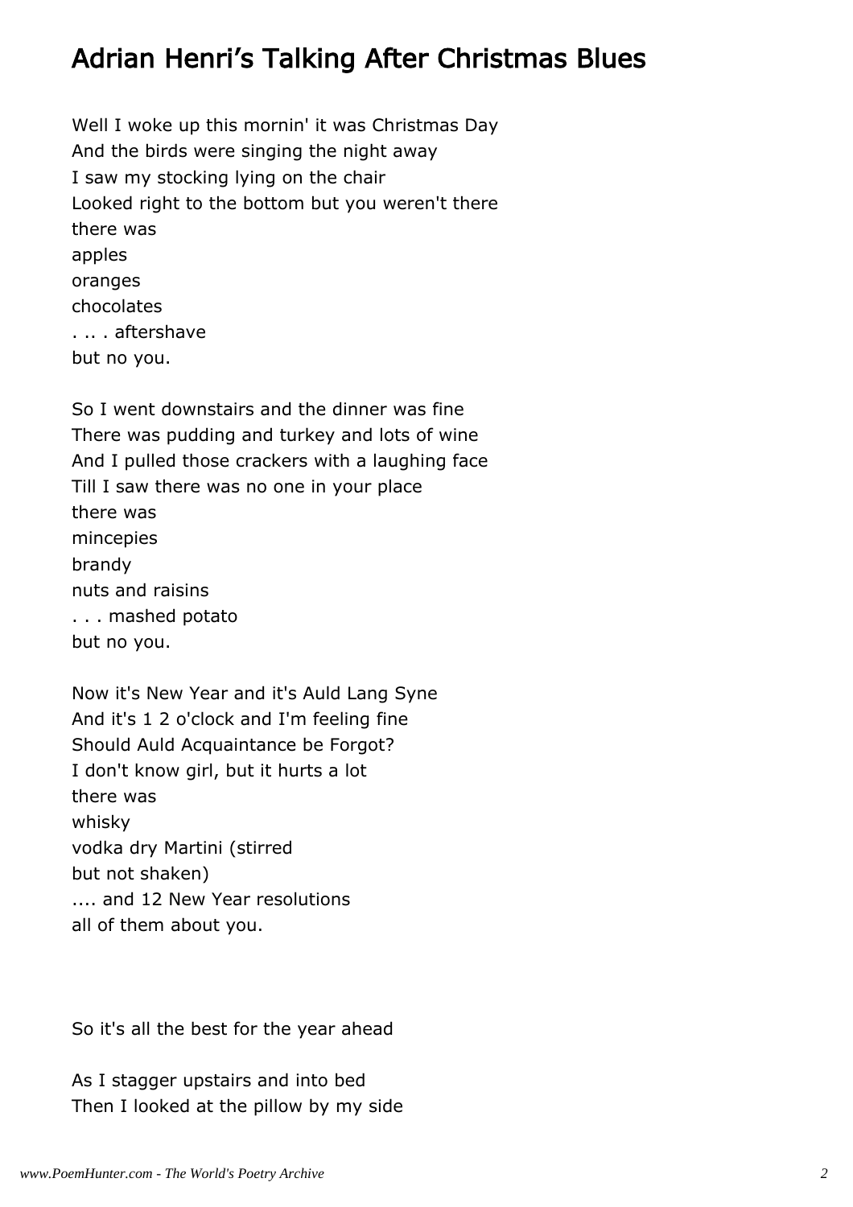## Adrian Henri's Talking After Christmas Blues

Well I woke up this mornin' it was Christmas Day
And the birds were singing the night away
I saw my stocking lying on the chair
Looked right to the bottom but you weren't there
there was
apples
oranges
chocolates
. .. . aftershave
but no you.

So I went downstairs and the dinner was fine
There was pudding and turkey and lots of wine
And I pulled those crackers with a laughing face
Till I saw there was no one in your place
there was
mincepies
brandy
nuts and raisins
. . . mashed potato
but no you.

Now it's New Year and it's Auld Lang Syne
And it's 1 2 o'clock and I'm feeling fine
Should Auld Acquaintance be Forgot?
I don't know girl, but it hurts a lot
there was
whisky
vodka dry Martini (stirred
but not shaken)
.... and 12 New Year resolutions
all of them about you.

So it's all the best for the year ahead

As I stagger upstairs and into bed
Then I looked at the pillow by my side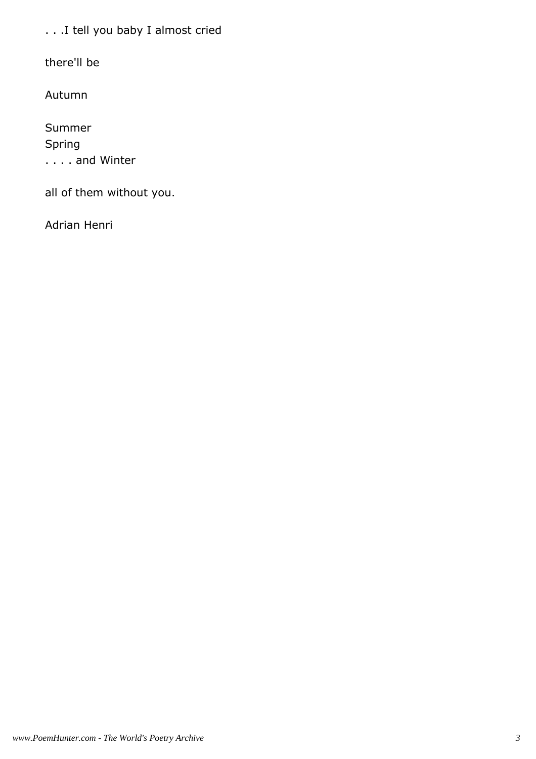. . .I tell you baby I almost cried

there'll be

Autumn

Summer
Spring
. . . . and Winter

all of them without you.

Adrian Henri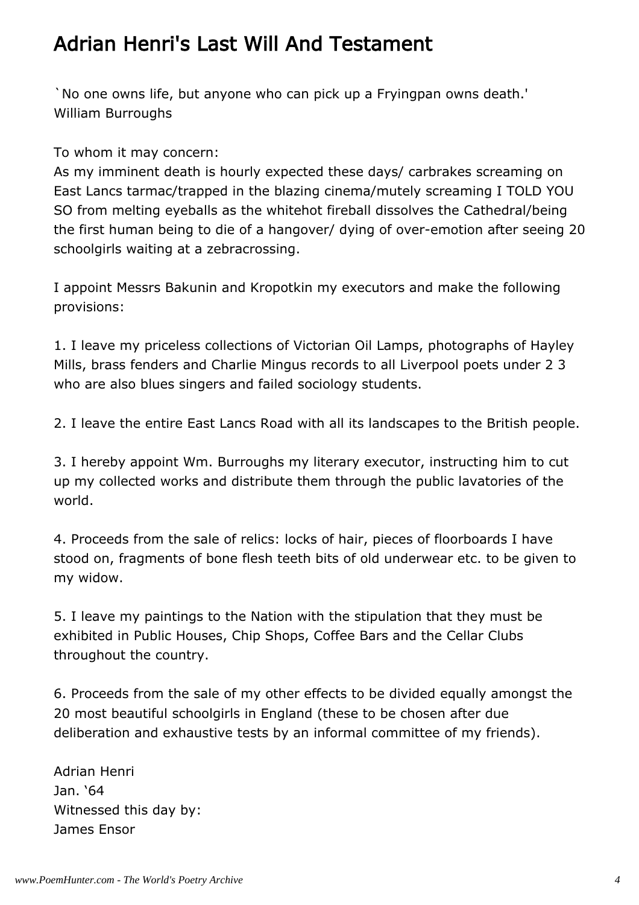# Adrian Henri's Last Will And Testament

`No one owns life, but anyone who can pick up a Fryingpan owns death.'
William Burroughs

To whom it may concern:
As my imminent death is hourly expected these days/ carbrakes screaming on East Lancs tarmac/trapped in the blazing cinema/mutely screaming I TOLD YOU SO from melting eyeballs as the whitehot fireball dissolves the Cathedral/being the first human being to die of a hangover/ dying of over-emotion after seeing 20 schoolgirls waiting at a zebracrossing.

I appoint Messrs Bakunin and Kropotkin my executors and make the following provisions:

1. I leave my priceless collections of Victorian Oil Lamps, photographs of Hayley Mills, brass fenders and Charlie Mingus records to all Liverpool poets under 2 3 who are also blues singers and failed sociology students.

2. I leave the entire East Lancs Road with all its landscapes to the British people.

3. I hereby appoint Wm. Burroughs my literary executor, instructing him to cut up my collected works and distribute them through the public lavatories of the world.

4. Proceeds from the sale of relics: locks of hair, pieces of floorboards I have stood on, fragments of bone flesh teeth bits of old underwear etc. to be given to my widow.

5. I leave my paintings to the Nation with the stipulation that they must be exhibited in Public Houses, Chip Shops, Coffee Bars and the Cellar Clubs throughout the country.

6. Proceeds from the sale of my other effects to be divided equally amongst the 20 most beautiful schoolgirls in England (these to be chosen after due deliberation and exhaustive tests by an informal committee of my friends).

Adrian Henri
Jan. '64
Witnessed this day by:
James Ensor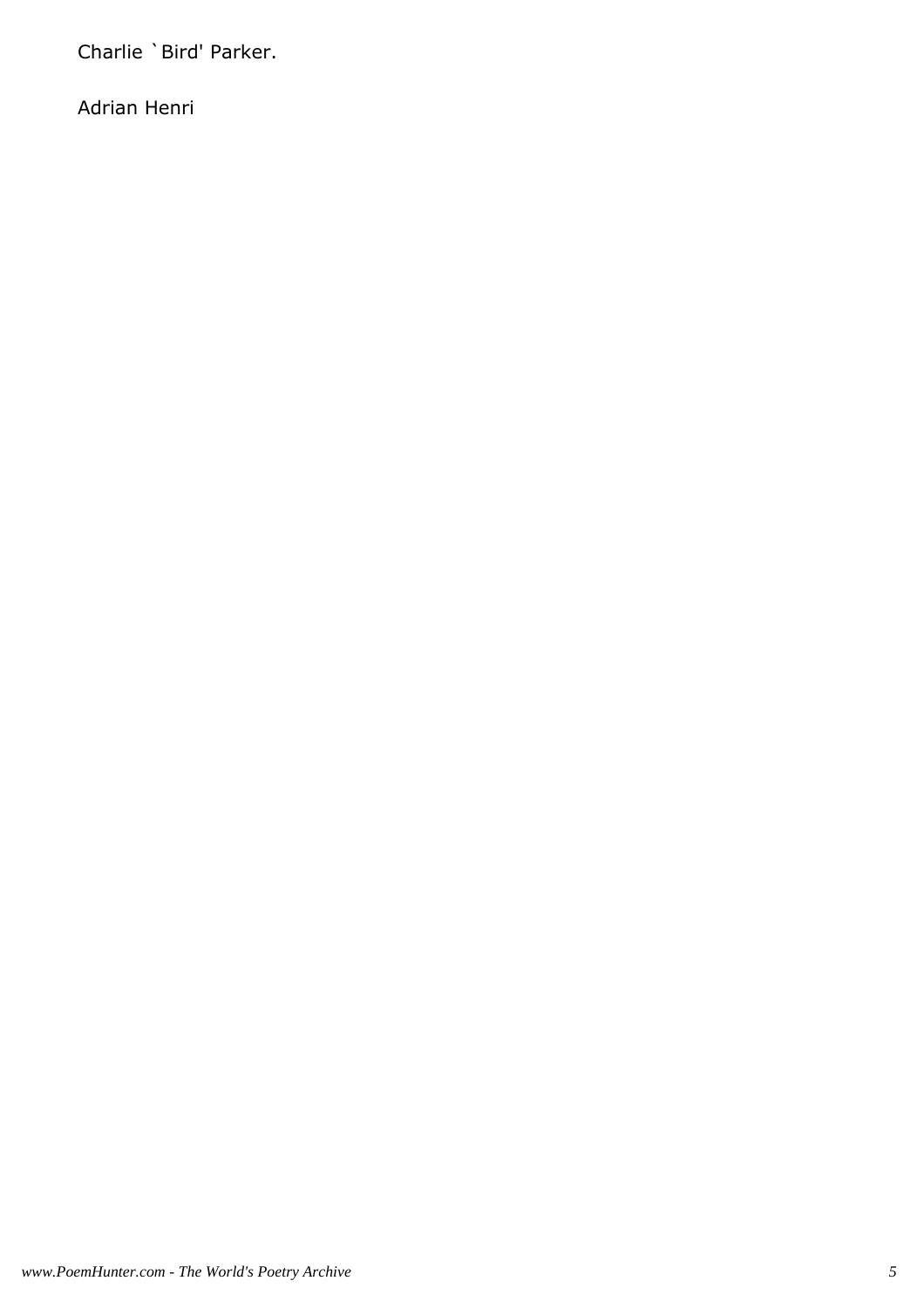Charlie `Bird' Parker.

Adrian Henri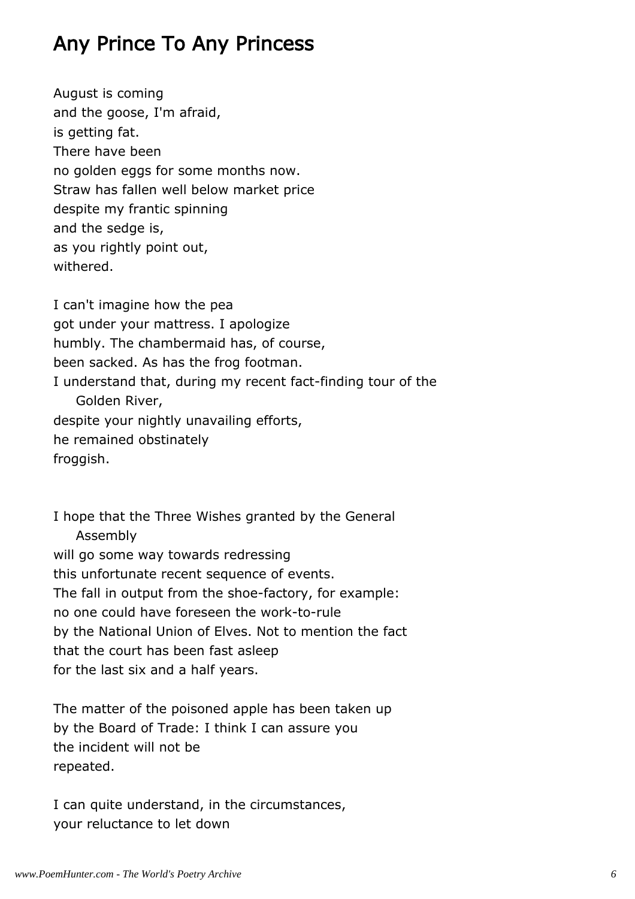## Any Prince To Any Princess

August is coming  
and the goose, I'm afraid,  
is getting fat.  
There have been  
no golden eggs for some months now.  
Straw has fallen well below market price  
despite my frantic spinning  
and the sedge is,  
as you rightly point out,  
withered.

I can't imagine how the pea  
got under your mattress. I apologize  
humbly. The chambermaid has, of course,  
been sacked. As has the frog footman.  
I understand that, during my recent fact-finding tour of the Golden River,  
despite your nightly unavailing efforts,  
he remained obstinately  
froggish.

I hope that the Three Wishes granted by the General Assembly  
will go some way towards redressing  
this unfortunate recent sequence of events.  
The fall in output from the shoe-factory, for example:  
no one could have foreseen the work-to-rule  
by the National Union of Elves. Not to mention the fact  
that the court has been fast asleep  
for the last six and a half years.

The matter of the poisoned apple has been taken up  
by the Board of Trade: I think I can assure you  
the incident will not be  
repeated.

I can quite understand, in the circumstances,  
your reluctance to let down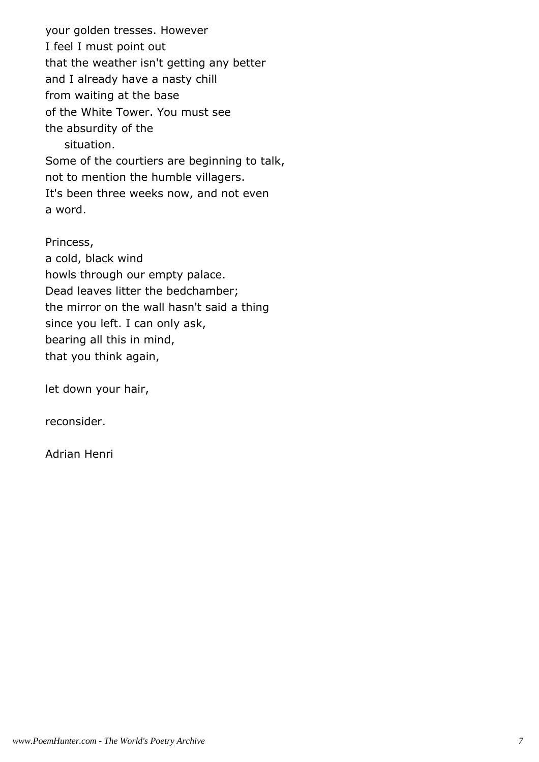your golden tresses. However
I feel I must point out
that the weather isn't getting any better
and I already have a nasty chill
from waiting at the base
of the White Tower. You must see
the absurdity of the
&nbsp;&nbsp;&nbsp;&nbsp;situation.
Some of the courtiers are beginning to talk,
not to mention the humble villagers.
It's been three weeks now, and not even
a word.

Princess,
a cold, black wind
howls through our empty palace.
Dead leaves litter the bedchamber;
the mirror on the wall hasn't said a thing
since you left. I can only ask,
bearing all this in mind,
that you think again,

let down your hair,

reconsider.

Adrian Henri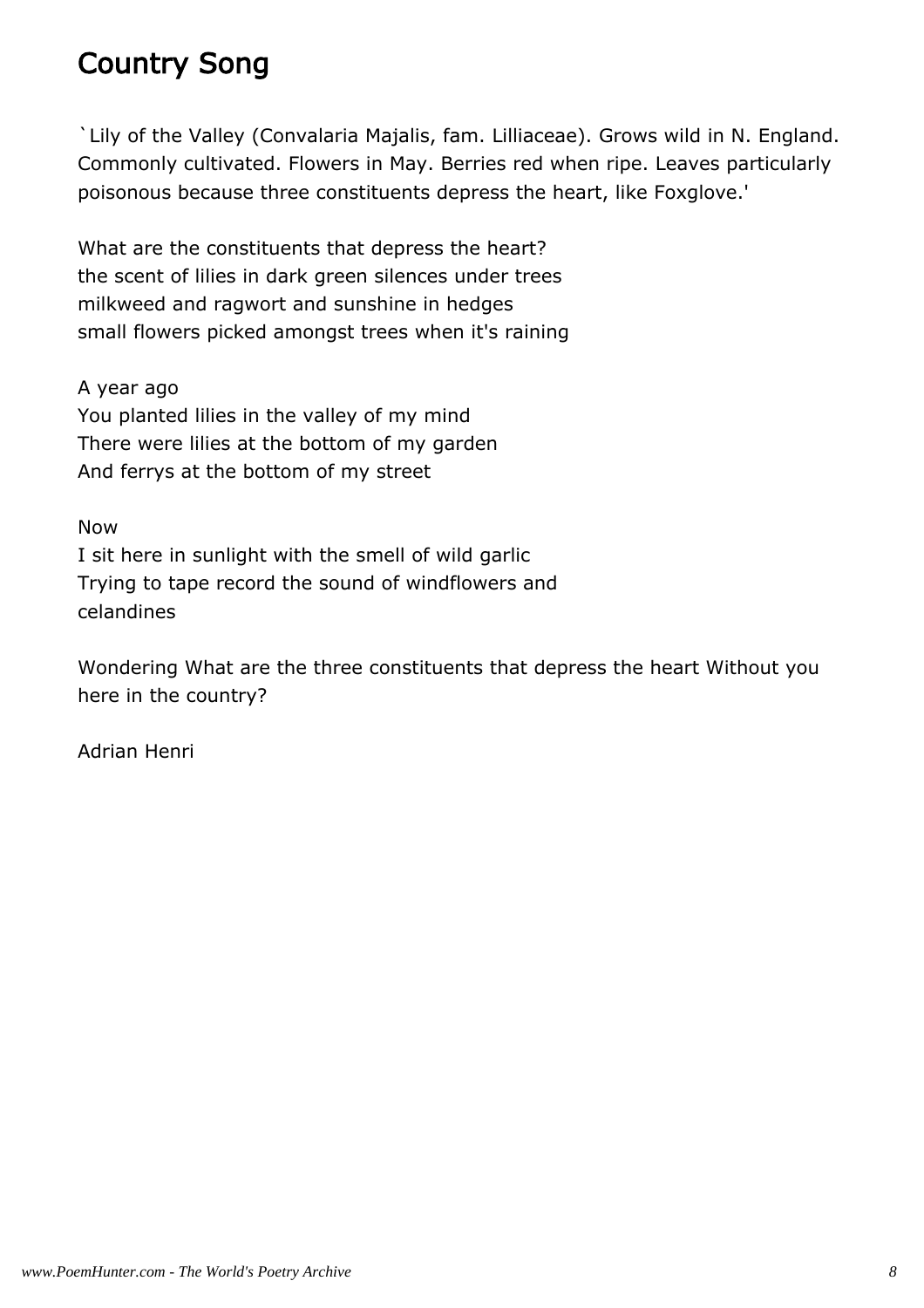# Country Song

`Lily of the Valley (Convalaria Majalis, fam. Lilliaceae). Grows wild in N. England. Commonly cultivated. Flowers in May. Berries red when ripe. Leaves particularly poisonous because three constituents depress the heart, like Foxglove.'

What are the constituents that depress the heart?  
the scent of lilies in dark green silences under trees  
milkweed and ragwort and sunshine in hedges  
small flowers picked amongst trees when it's raining

A year ago  
You planted lilies in the valley of my mind  
There were lilies at the bottom of my garden  
And ferrys at the bottom of my street

Now  
I sit here in sunlight with the smell of wild garlic  
Trying to tape record the sound of windflowers and  
celandines

Wondering What are the three constituents that depress the heart Without you here in the country?

Adrian Henri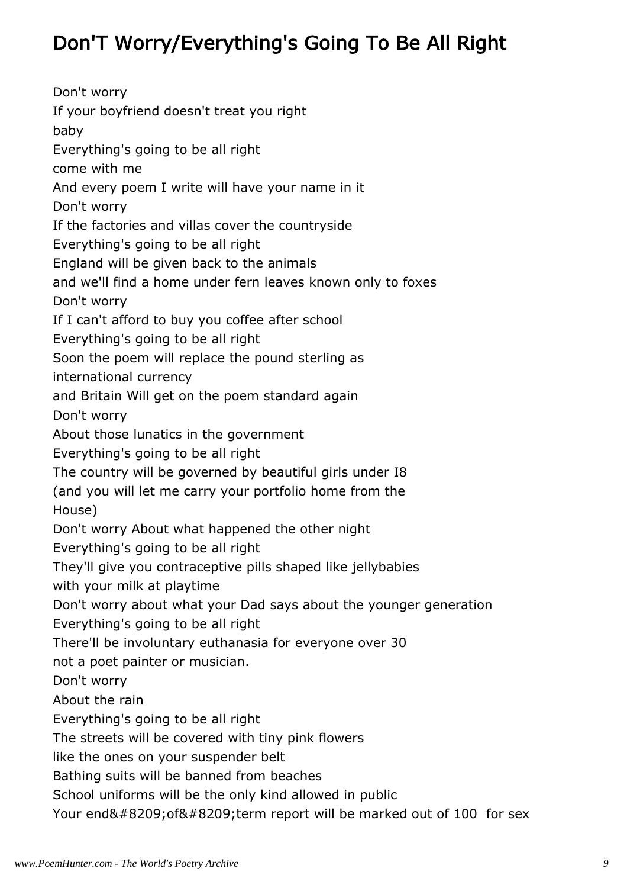# Don'T Worry/Everything's Going To Be All Right

Don't worry
If your boyfriend doesn't treat you right
baby
Everything's going to be all right
come with me
And every poem I write will have your name in it
Don't worry
If the factories and villas cover the countryside
Everything's going to be all right
England will be given back to the animals
and we'll find a home under fern leaves known only to foxes
Don't worry
If I can't afford to buy you coffee after school
Everything's going to be all right
Soon the poem will replace the pound sterling as
international currency
and Britain Will get on the poem standard again
Don't worry
About those lunatics in the government
Everything's going to be all right
The country will be governed by beautiful girls under I8
(and you will let me carry your portfolio home from the
House)
Don't worry About what happened the other night
Everything's going to be all right
They'll give you contraceptive pills shaped like jellybabies
with your milk at playtime
Don't worry about what your Dad says about the younger generation
Everything's going to be all right
There'll be involuntary euthanasia for everyone over 30
not a poet painter or musician.
Don't worry
About the rain
Everything's going to be all right
The streets will be covered with tiny pink flowers
like the ones on your suspender belt
Bathing suits will be banned from beaches
School uniforms will be the only kind allowed in public
Your end&#8209;of&#8209;term report will be marked out of 100 for sex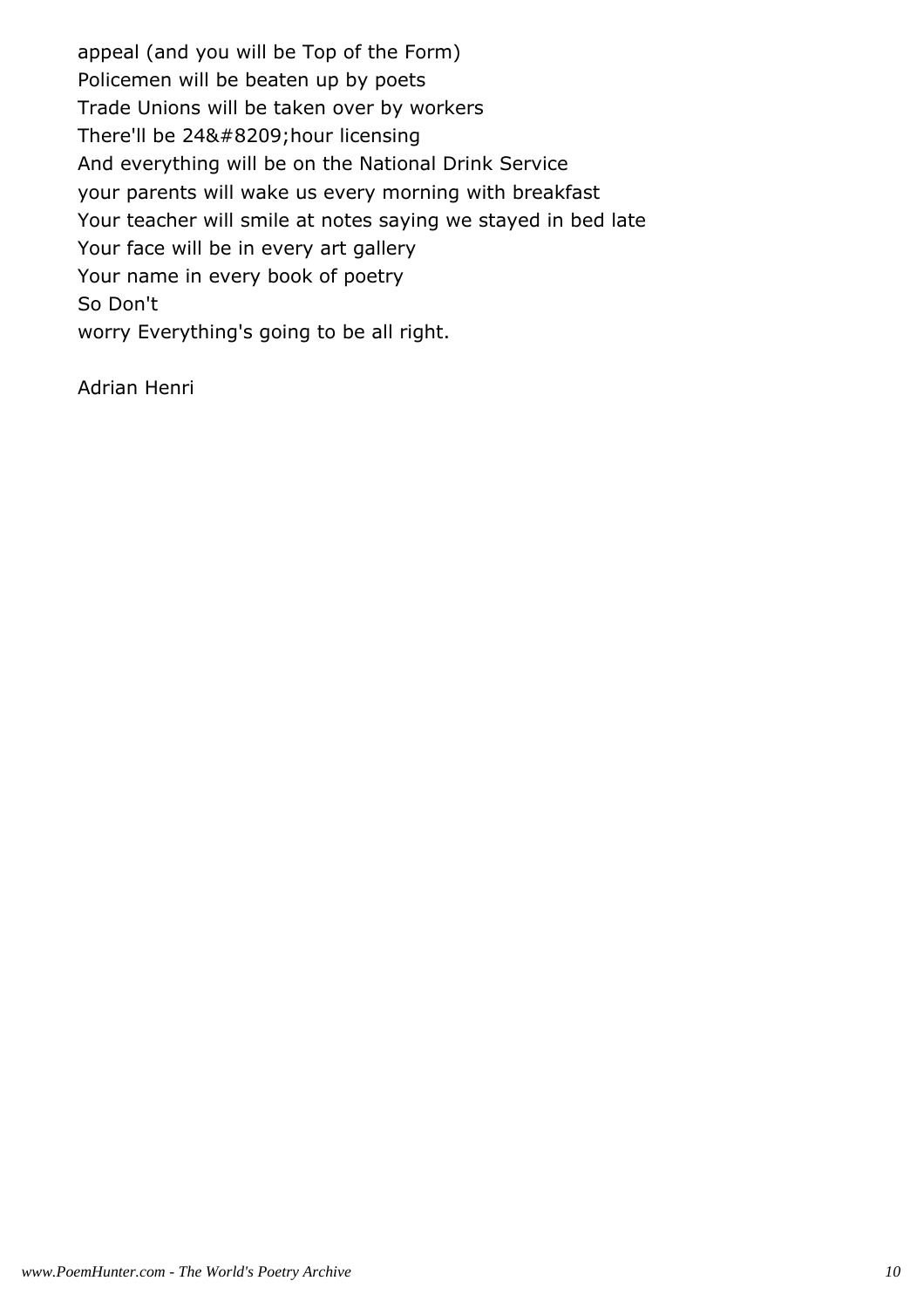appeal (and you will be Top of the Form)
Policemen will be beaten up by poets
Trade Unions will be taken over by workers
There'll be 24&#8209;hour licensing
And everything will be on the National Drink Service
your parents will wake us every morning with breakfast
Your teacher will smile at notes saying we stayed in bed late
Your face will be in every art gallery
Your name in every book of poetry
So Don't
worry Everything's going to be all right.

Adrian Henri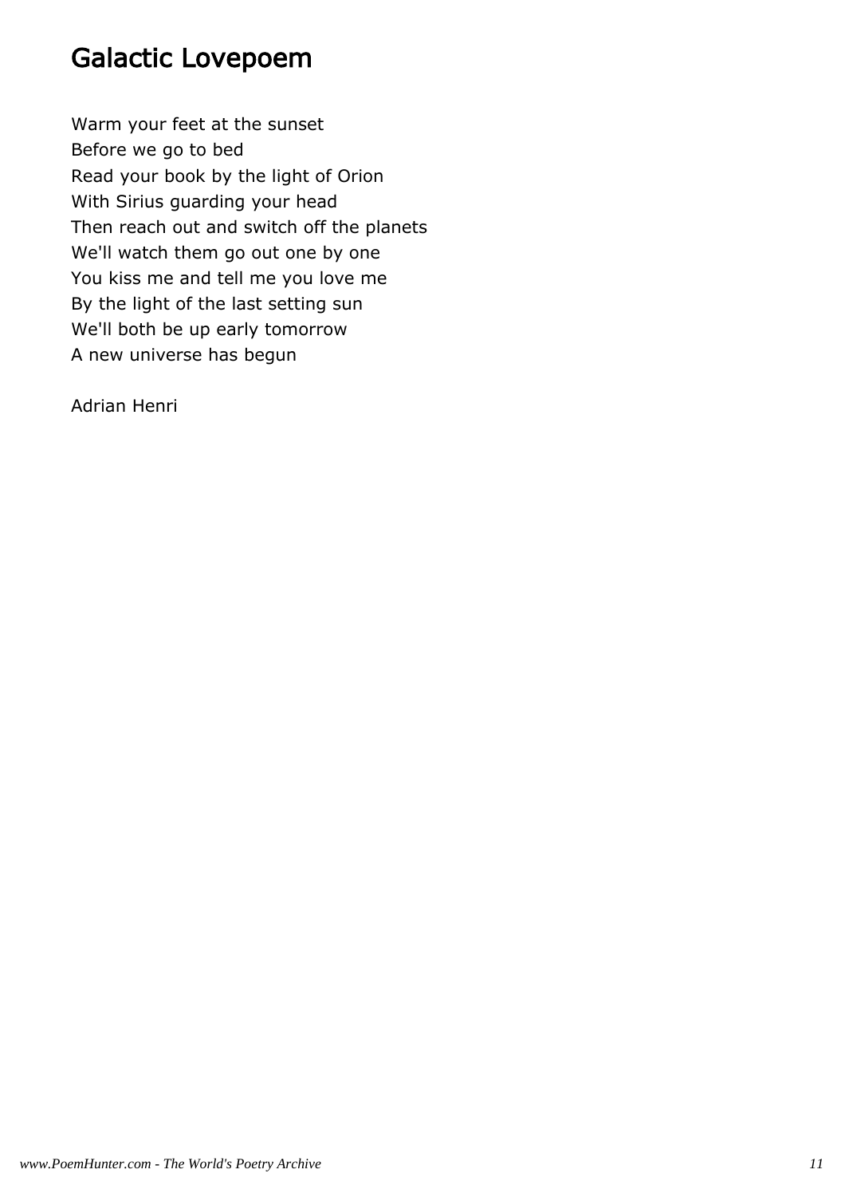# Galactic Lovepoem

Warm your feet at the sunset  
Before we go to bed  
Read your book by the light of Orion  
With Sirius guarding your head  
Then reach out and switch off the planets  
We'll watch them go out one by one  
You kiss me and tell me you love me  
By the light of the last setting sun  
We'll both be up early tomorrow  
A new universe has begun

Adrian Henri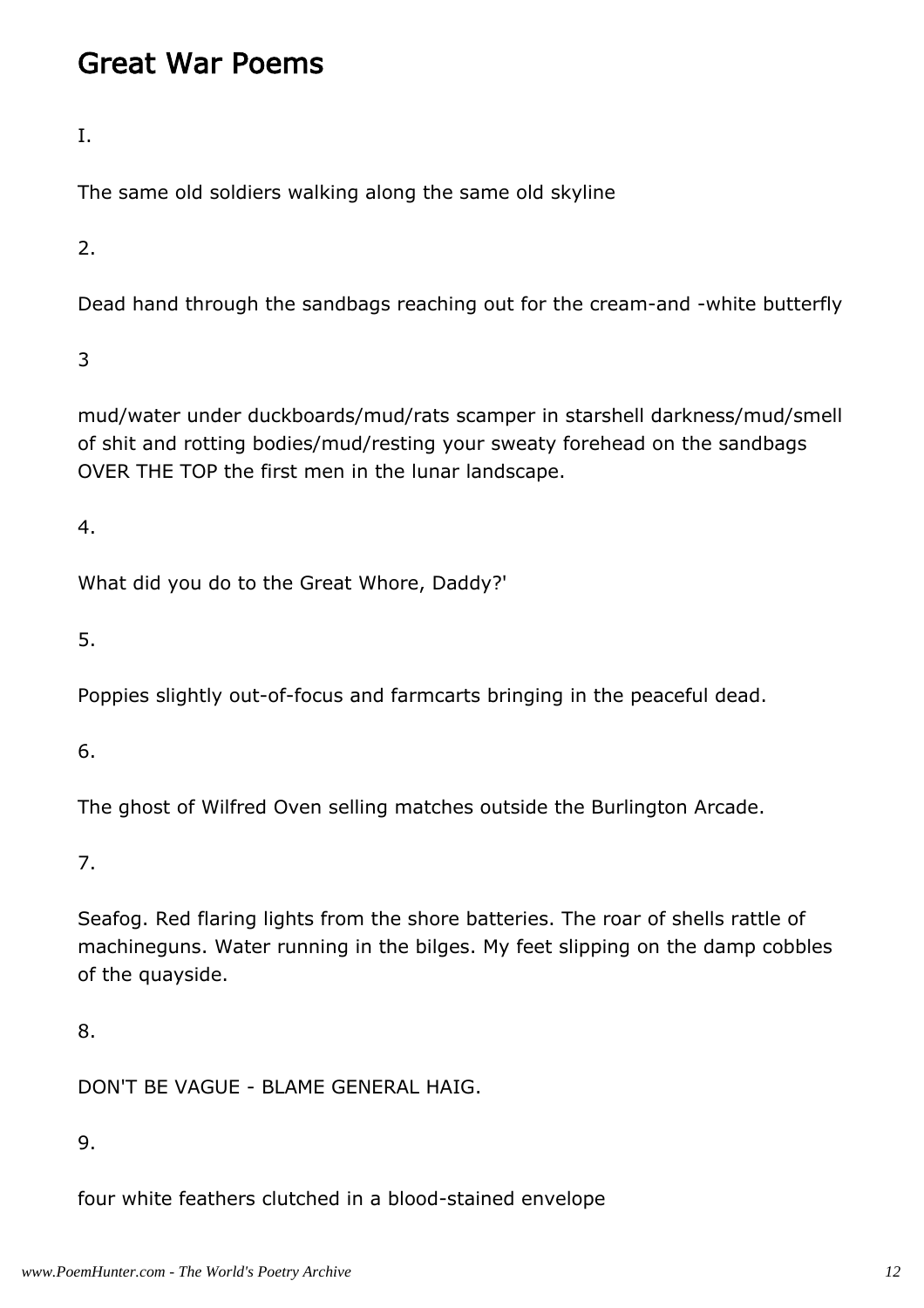# Great War Poems

I.

The same old soldiers walking along the same old skyline

2.

Dead hand through the sandbags reaching out for the cream-and -white butterfly

3

mud/water under duckboards/mud/rats scamper in starshell darkness/mud/smell of shit and rotting bodies/mud/resting your sweaty forehead on the sandbags OVER THE TOP the first men in the lunar landscape.

4.

What did you do to the Great Whore, Daddy?'

5.

Poppies slightly out-of-focus and farmcarts bringing in the peaceful dead.

6.

The ghost of Wilfred Oven selling matches outside the Burlington Arcade.

7.

Seafog. Red flaring lights from the shore batteries. The roar of shells rattle of machineguns. Water running in the bilges. My feet slipping on the damp cobbles of the quayside.

8.

DON'T BE VAGUE - BLAME GENERAL HAIG.

9.

four white feathers clutched in a blood-stained envelope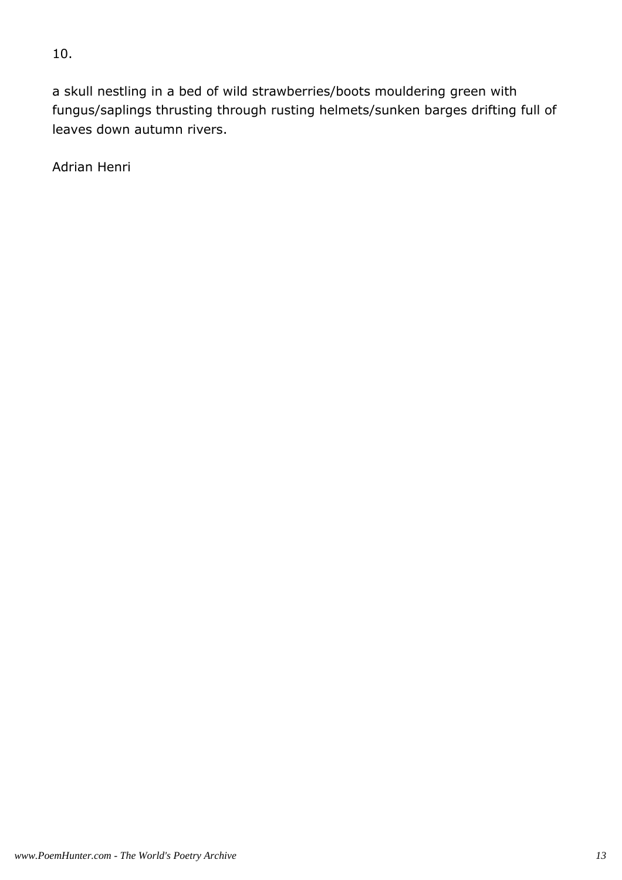10.

a skull nestling in a bed of wild strawberries/boots mouldering green with fungus/saplings thrusting through rusting helmets/sunken barges drifting full of leaves down autumn rivers.

Adrian Henri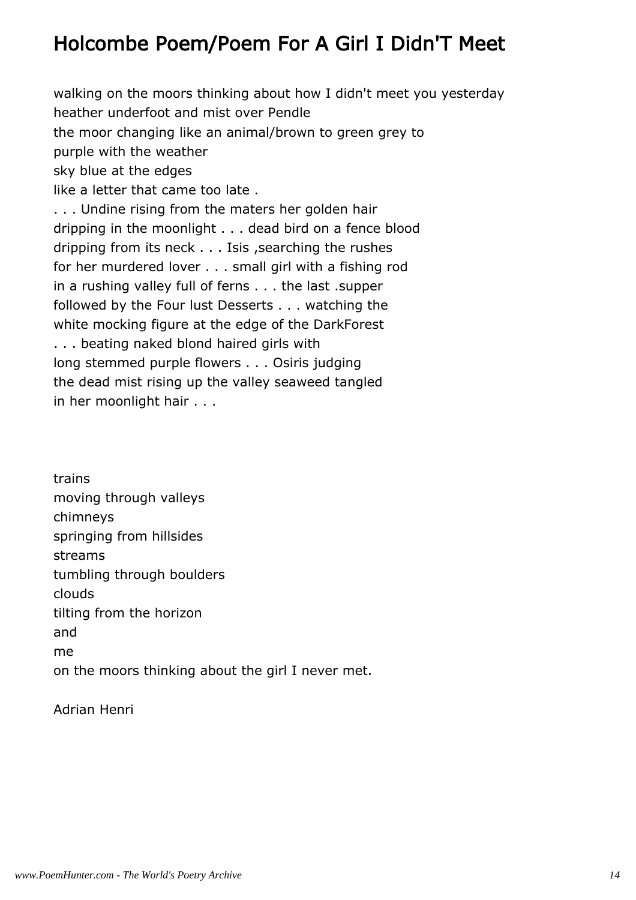# Holcombe Poem/Poem For A Girl I Didn'T Meet

walking on the moors thinking about how I didn't meet you yesterday
heather underfoot and mist over Pendle
the moor changing like an animal/brown to green grey to
purple with the weather
sky blue at the edges
like a letter that came too late .
. . . Undine rising from the maters her golden hair
dripping in the moonlight . . . dead bird on a fence blood
dripping from its neck . . . Isis ,searching the rushes
for her murdered lover . . . small girl with a fishing rod
in a rushing valley full of ferns . . . the last .supper
followed by the Four lust Desserts . . . watching the
white mocking figure at the edge of the DarkForest
. . . beating naked blond haired girls with
long stemmed purple flowers . . . Osiris judging
the dead mist rising up the valley seaweed tangled
in her moonlight hair . . .

trains
moving through valleys
chimneys
springing from hillsides
streams
tumbling through boulders
clouds
tilting from the horizon
and
me
on the moors thinking about the girl I never met.

Adrian Henri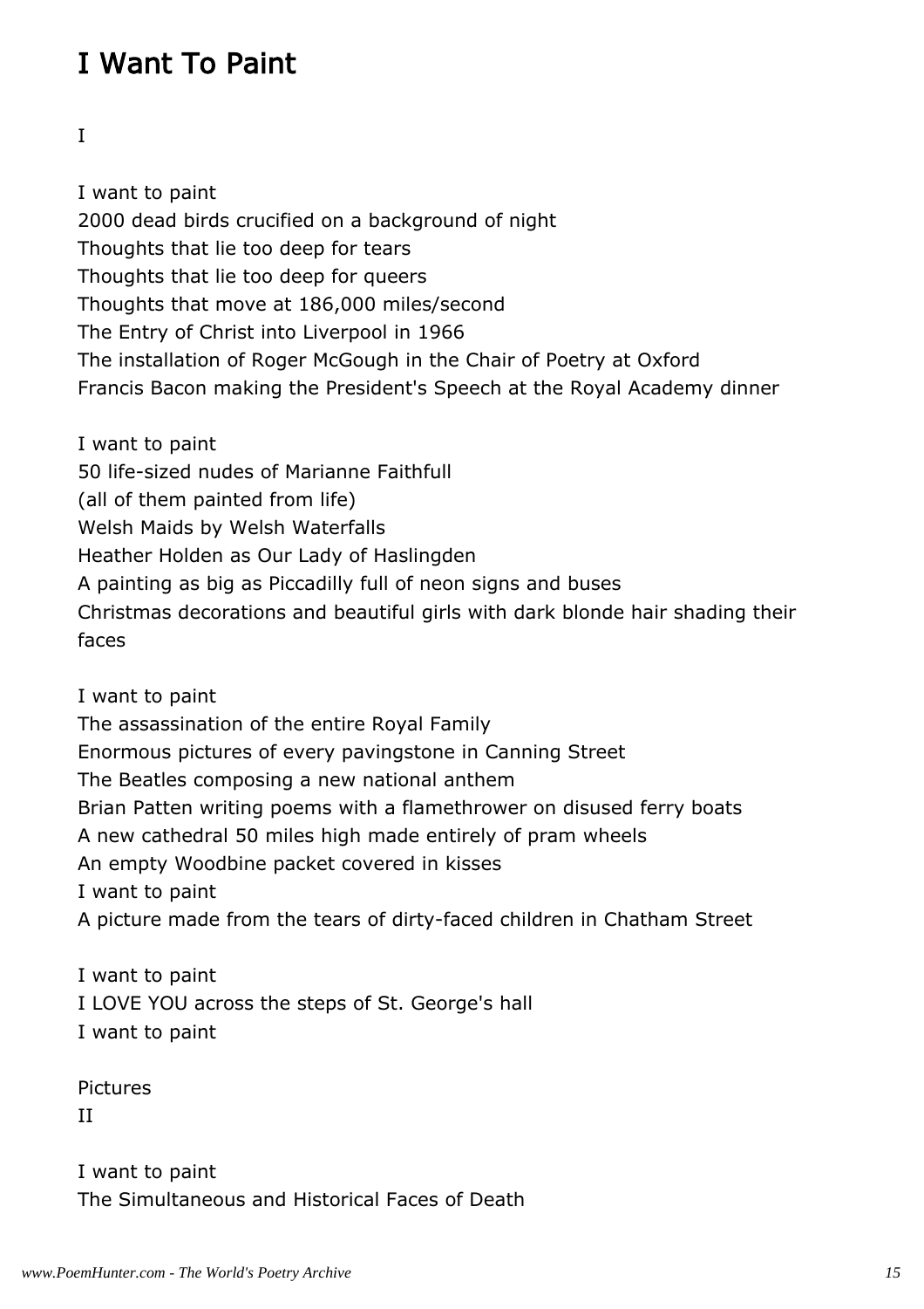# I Want To Paint

I

I want to paint
2000 dead birds crucified on a background of night
Thoughts that lie too deep for tears
Thoughts that lie too deep for queers
Thoughts that move at 186,000 miles/second
The Entry of Christ into Liverpool in 1966
The installation of Roger McGough in the Chair of Poetry at Oxford
Francis Bacon making the President's Speech at the Royal Academy dinner

I want to paint
50 life-sized nudes of Marianne Faithfull
(all of them painted from life)
Welsh Maids by Welsh Waterfalls
Heather Holden as Our Lady of Haslingden
A painting as big as Piccadilly full of neon signs and buses
Christmas decorations and beautiful girls with dark blonde hair shading their faces

I want to paint
The assassination of the entire Royal Family
Enormous pictures of every pavingstone in Canning Street
The Beatles composing a new national anthem
Brian Patten writing poems with a flamethrower on disused ferry boats
A new cathedral 50 miles high made entirely of pram wheels
An empty Woodbine packet covered in kisses
I want to paint
A picture made from the tears of dirty-faced children in Chatham Street

I want to paint
I LOVE YOU across the steps of St. George's hall
I want to paint

Pictures
II

I want to paint
The Simultaneous and Historical Faces of Death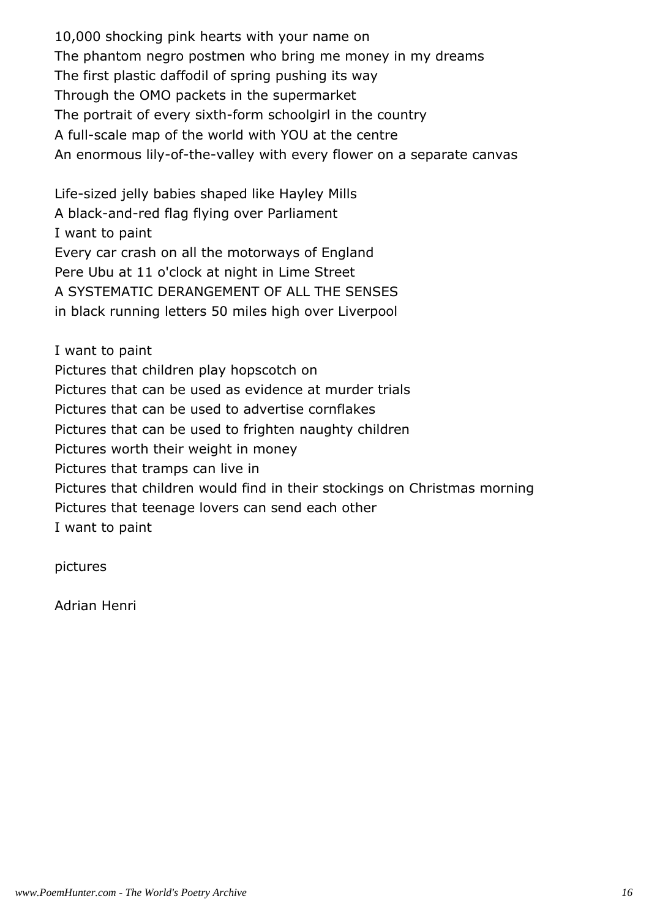10,000 shocking pink hearts with your name on
The phantom negro postmen who bring me money in my dreams
The first plastic daffodil of spring pushing its way
Through the OMO packets in the supermarket
The portrait of every sixth-form schoolgirl in the country
A full-scale map of the world with YOU at the centre
An enormous lily-of-the-valley with every flower on a separate canvas

Life-sized jelly babies shaped like Hayley Mills
A black-and-red flag flying over Parliament
I want to paint
Every car crash on all the motorways of England
Pere Ubu at 11 o'clock at night in Lime Street
A SYSTEMATIC DERANGEMENT OF ALL THE SENSES
in black running letters 50 miles high over Liverpool

I want to paint
Pictures that children play hopscotch on
Pictures that can be used as evidence at murder trials
Pictures that can be used to advertise cornflakes
Pictures that can be used to frighten naughty children
Pictures worth their weight in money
Pictures that tramps can live in
Pictures that children would find in their stockings on Christmas morning
Pictures that teenage lovers can send each other
I want to paint

pictures

Adrian Henri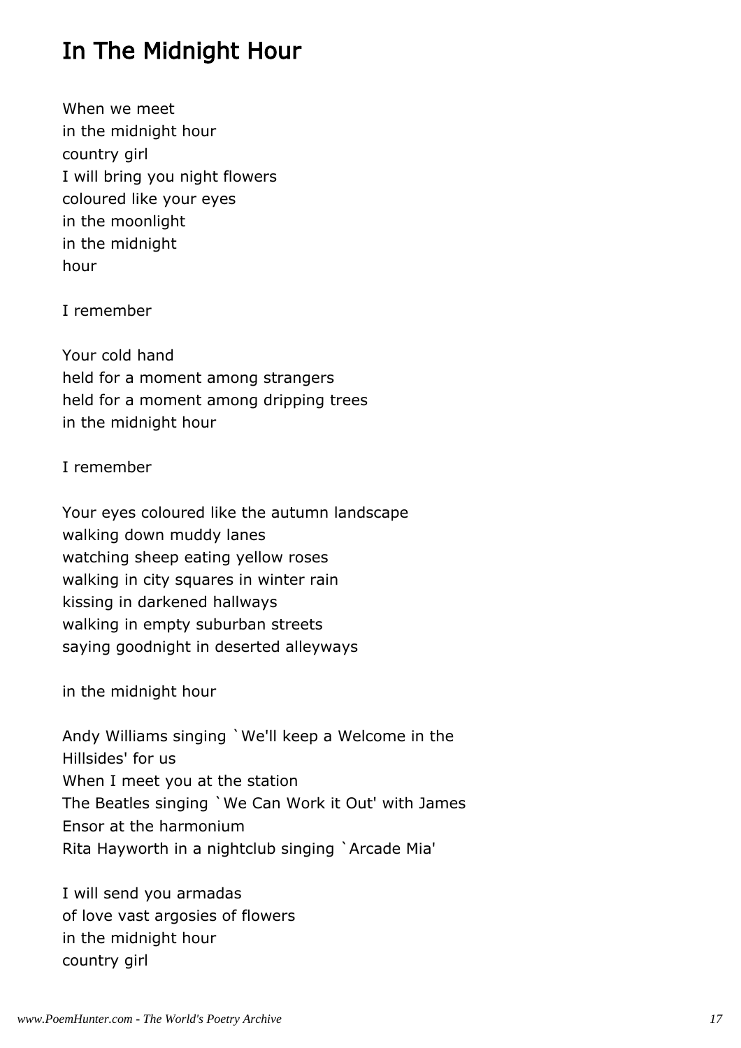## In The Midnight Hour

When we meet
in the midnight hour
country girl
I will bring you night flowers
coloured like your eyes
in the moonlight
in the midnight
hour

I remember

Your cold hand
held for a moment among strangers
held for a moment among dripping trees
in the midnight hour

I remember

Your eyes coloured like the autumn landscape
walking down muddy lanes
watching sheep eating yellow roses
walking in city squares in winter rain
kissing in darkened hallways
walking in empty suburban streets
saying goodnight in deserted alleyways

in the midnight hour

Andy Williams singing `We'll keep a Welcome in the
Hillsides' for us
When I meet you at the station
The Beatles singing `We Can Work it Out' with James
Ensor at the harmonium
Rita Hayworth in a nightclub singing `Arcade Mia'

I will send you armadas
of love vast argosies of flowers
in the midnight hour
country girl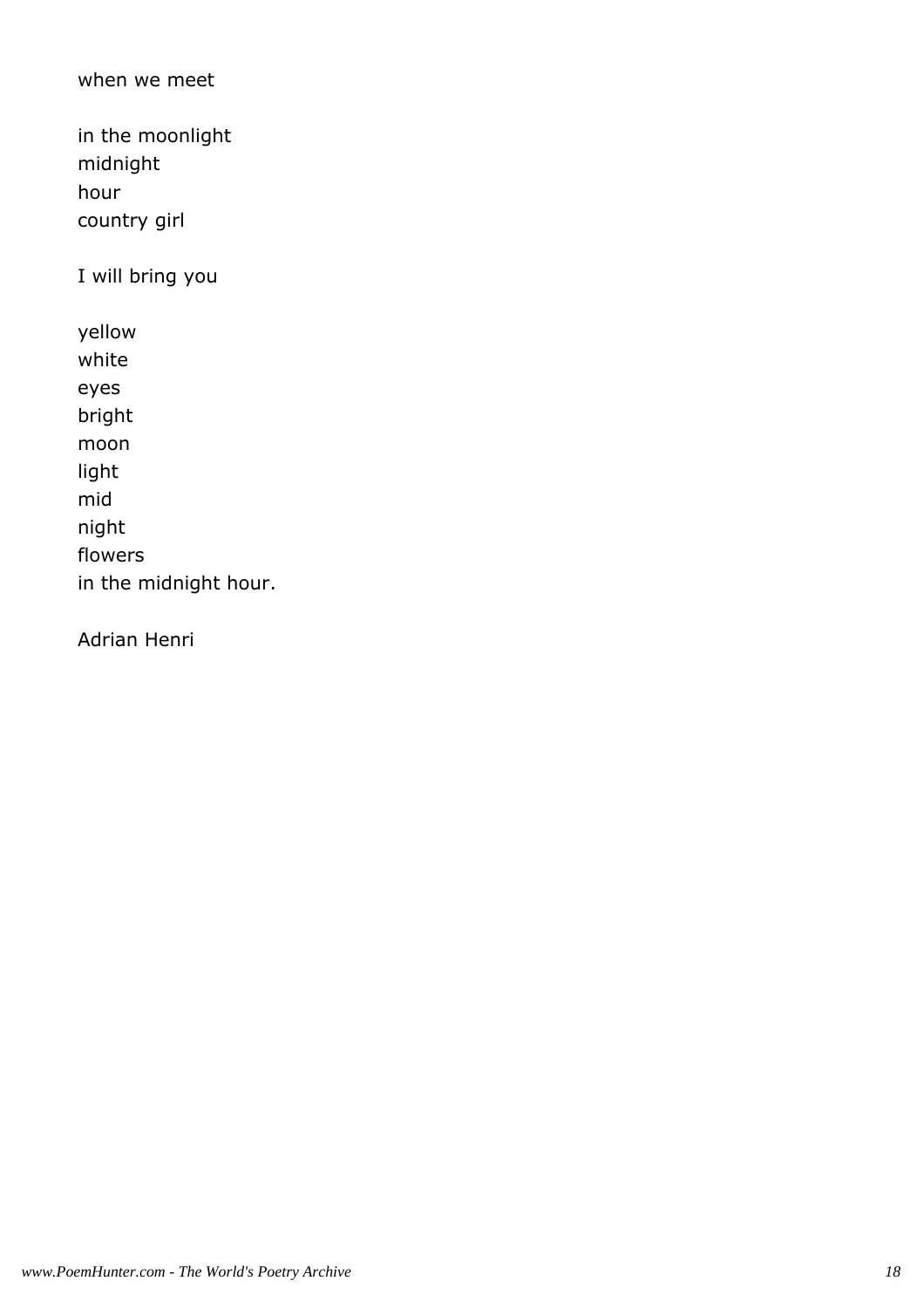when we meet

in the moonlight
midnight
hour
country girl

I will bring you

yellow
white
eyes
bright
moon
light
mid
night
flowers
in the midnight hour.

Adrian Henri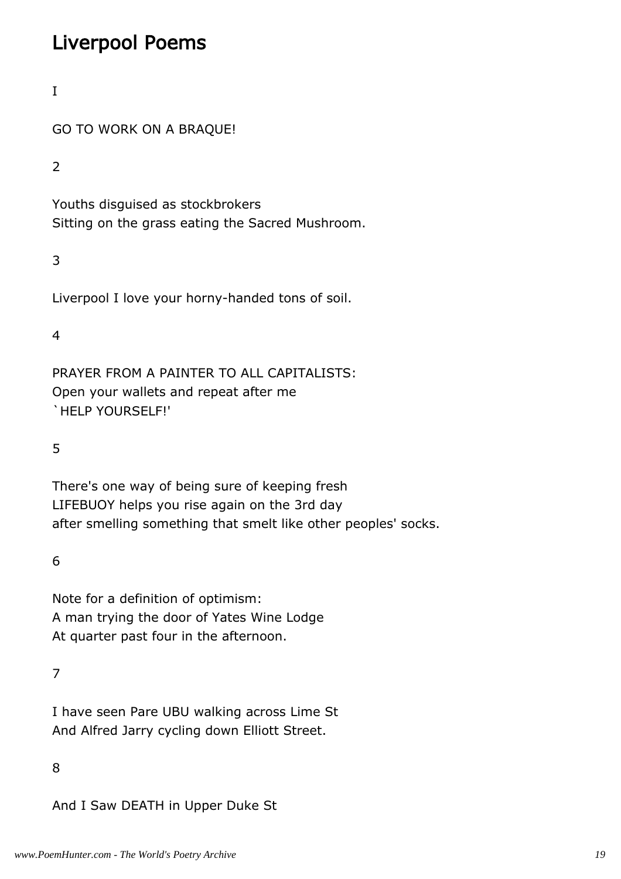## Liverpool Poems

I

GO TO WORK ON A BRAQUE!

2

Youths disguised as stockbrokers
Sitting on the grass eating the Sacred Mushroom.

3

Liverpool I love your horny-handed tons of soil.

4

PRAYER FROM A PAINTER TO ALL CAPITALISTS:
Open your wallets and repeat after me
`HELP YOURSELF!'

5

There's one way of being sure of keeping fresh
LIFEBUOY helps you rise again on the 3rd day
after smelling something that smelt like other peoples' socks.

6

Note for a definition of optimism:
A man trying the door of Yates Wine Lodge
At quarter past four in the afternoon.

7

I have seen Pare UBU walking across Lime St
And Alfred Jarry cycling down Elliott Street.

8

And I Saw DEATH in Upper Duke St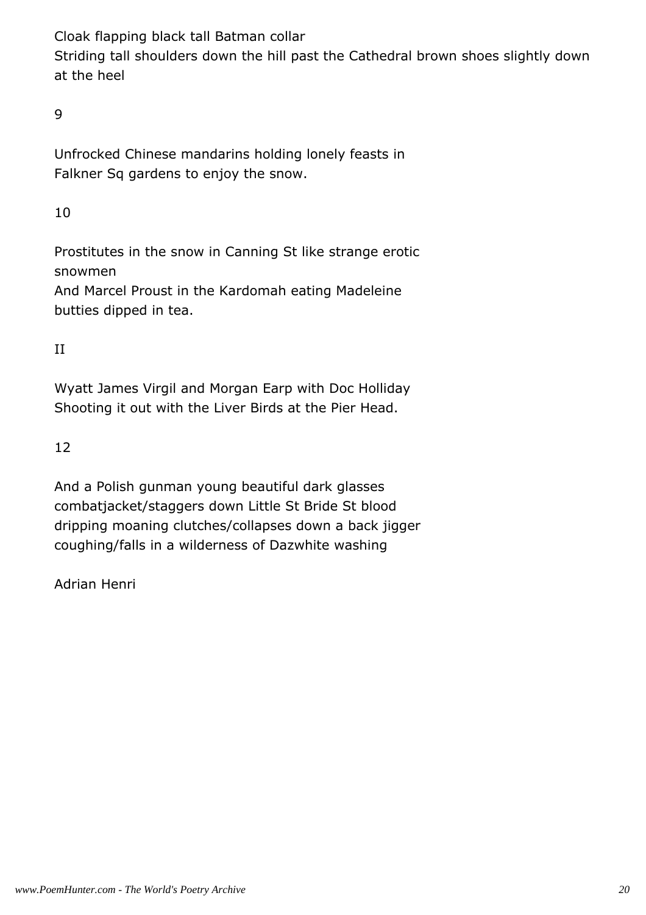Cloak flapping black tall Batman collar
Striding tall shoulders down the hill past the Cathedral brown shoes slightly down at the heel

9

Unfrocked Chinese mandarins holding lonely feasts in
Falkner Sq gardens to enjoy the snow.

10

Prostitutes in the snow in Canning St like strange erotic snowmen
And Marcel Proust in the Kardomah eating Madeleine butties dipped in tea.

II

Wyatt James Virgil and Morgan Earp with Doc Holliday
Shooting it out with the Liver Birds at the Pier Head.

12

And a Polish gunman young beautiful dark glasses combatjacket/staggers down Little St Bride St blood dripping moaning clutches/collapses down a back jigger coughing/falls in a wilderness of Dazwhite washing

Adrian Henri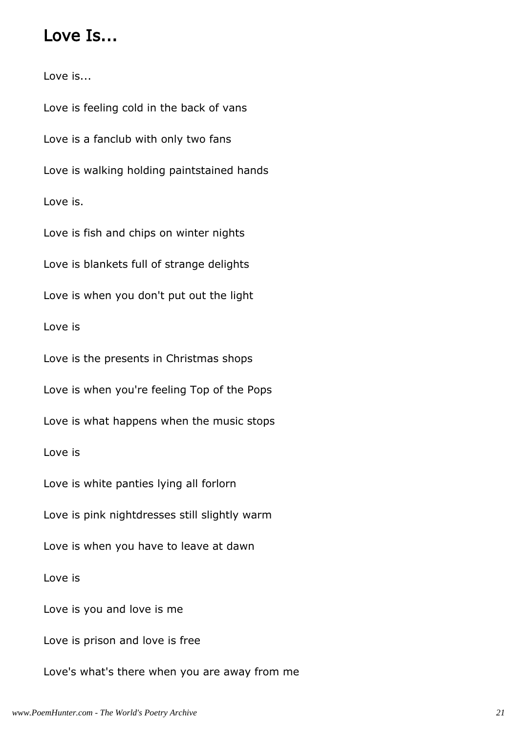## Love Is...

Love is...

Love is feeling cold in the back of vans

Love is a fanclub with only two fans

Love is walking holding paintstained hands

Love is.

Love is fish and chips on winter nights

Love is blankets full of strange delights

Love is when you don't put out the light

Love is

Love is the presents in Christmas shops

Love is when you're feeling Top of the Pops

Love is what happens when the music stops

Love is

Love is white panties lying all forlorn

Love is pink nightdresses still slightly warm

Love is when you have to leave at dawn

Love is

Love is you and love is me

Love is prison and love is free

Love's what's there when you are away from me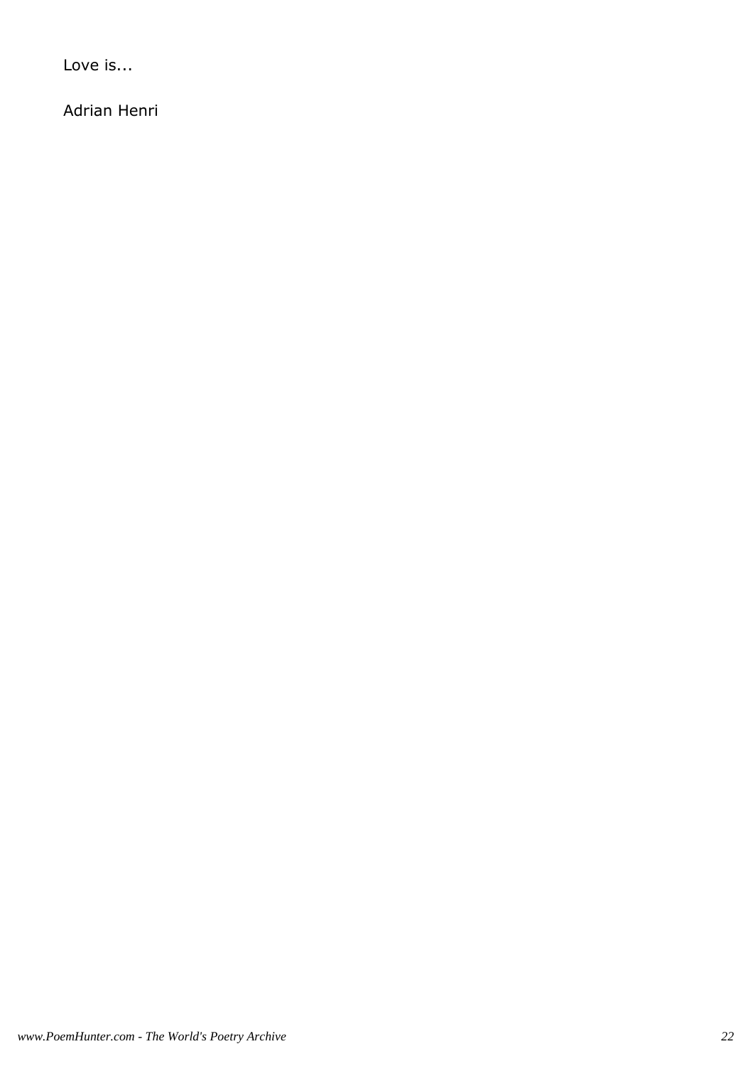Love is...

Adrian Henri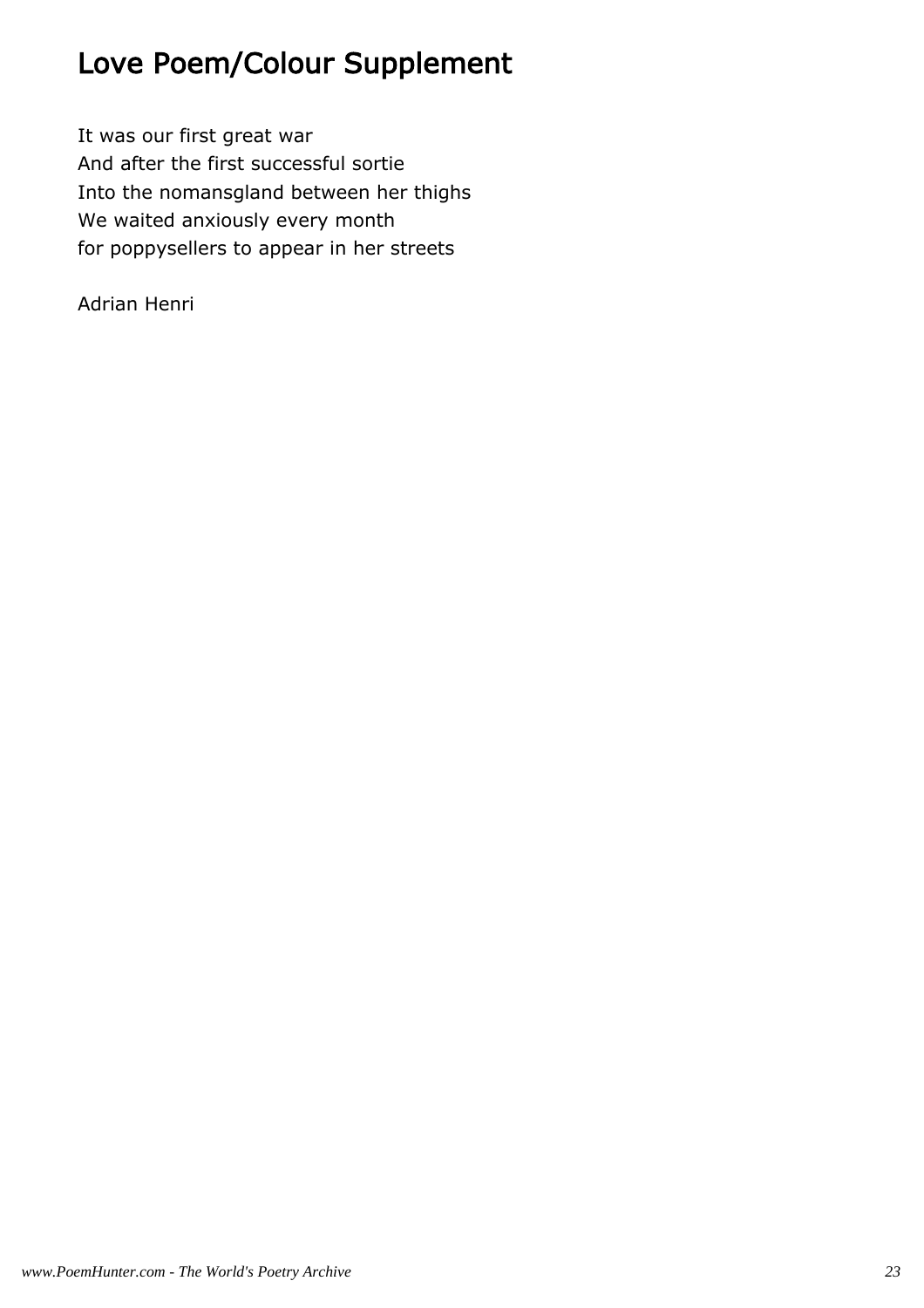# Love Poem/Colour Supplement

It was our first great war  
And after the first successful sortie  
Into the nomansgland between her thighs  
We waited anxiously every month  
for poppysellers to appear in her streets

Adrian Henri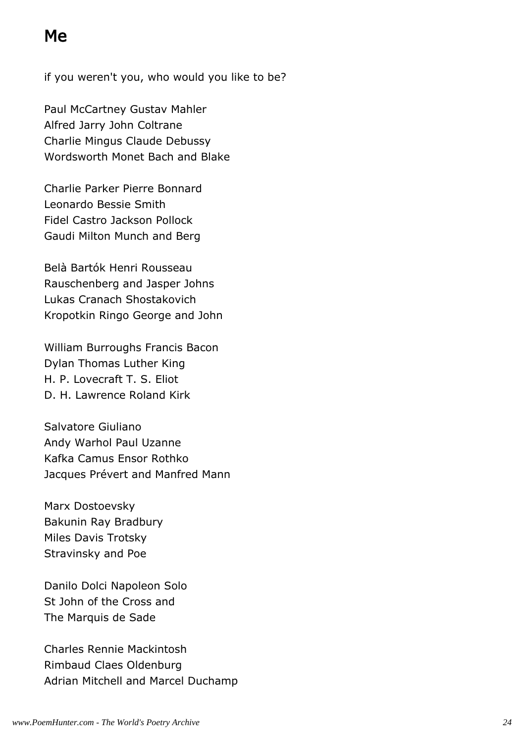## Me

if you weren't you, who would you like to be?

Paul McCartney Gustav Mahler
Alfred Jarry John Coltrane
Charlie Mingus Claude Debussy
Wordsworth Monet Bach and Blake

Charlie Parker Pierre Bonnard
Leonardo Bessie Smith
Fidel Castro Jackson Pollock
Gaudi Milton Munch and Berg

Belà Bartók Henri Rousseau
Rauschenberg and Jasper Johns
Lukas Cranach Shostakovich
Kropotkin Ringo George and John

William Burroughs Francis Bacon
Dylan Thomas Luther King
H. P. Lovecraft T. S. Eliot
D. H. Lawrence Roland Kirk

Salvatore Giuliano
Andy Warhol Paul Uzanne
Kafka Camus Ensor Rothko
Jacques Prévert and Manfred Mann

Marx Dostoevsky
Bakunin Ray Bradbury
Miles Davis Trotsky
Stravinsky and Poe

Danilo Dolci Napoleon Solo
St John of the Cross and
The Marquis de Sade

Charles Rennie Mackintosh
Rimbaud Claes Oldenburg
Adrian Mitchell and Marcel Duchamp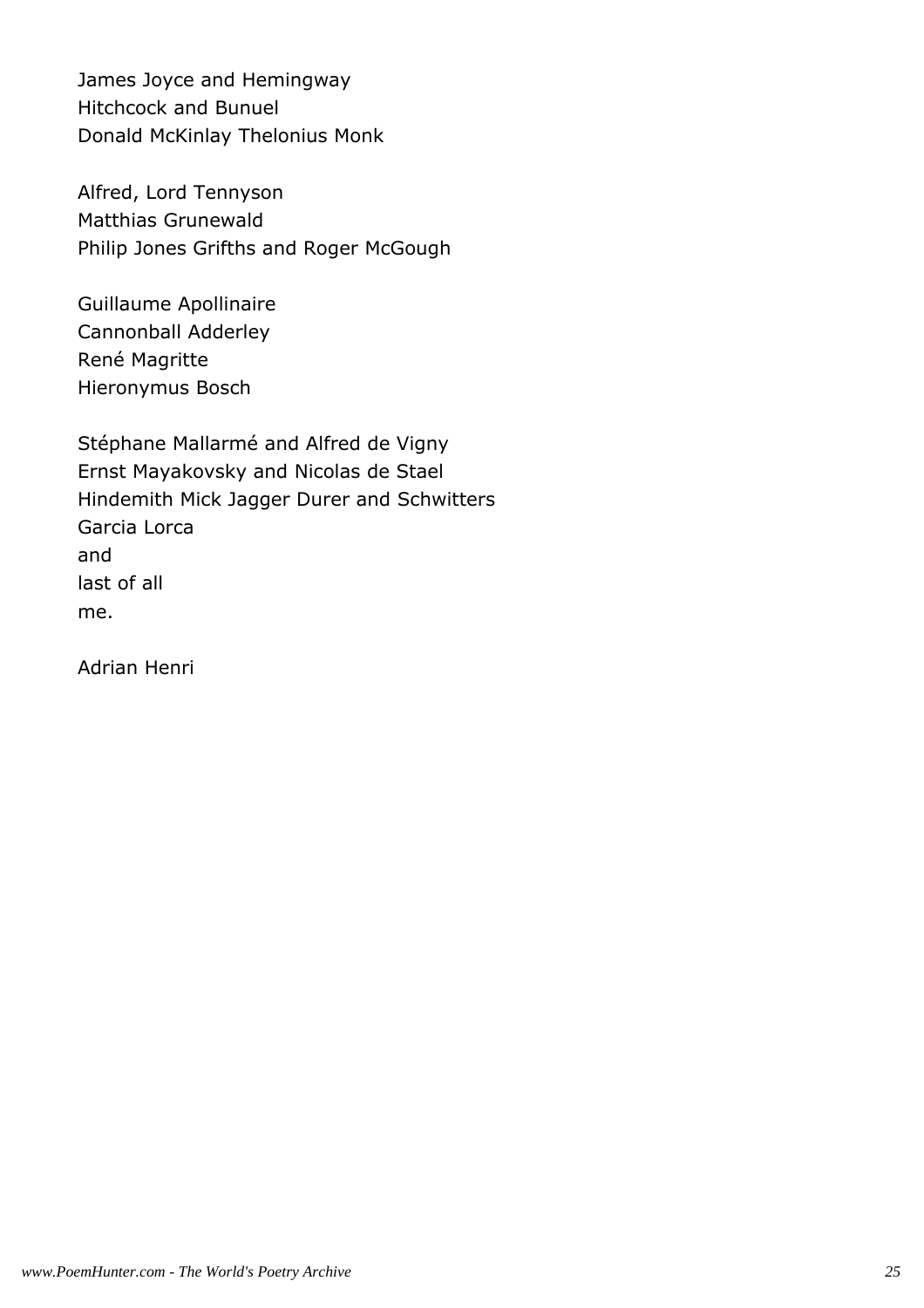James Joyce and Hemingway  
Hitchcock and Bunuel  
Donald McKinlay Thelonius Monk

Alfred, Lord Tennyson  
Matthias Grunewald  
Philip Jones Grifths and Roger McGough

Guillaume Apollinaire  
Cannonball Adderley  
René Magritte  
Hieronymus Bosch

Stéphane Mallarmé and Alfred de Vigny  
Ernst Mayakovsky and Nicolas de Stael  
Hindemith Mick Jagger Durer and Schwitters  
Garcia Lorca  
and  
last of all  
me.

Adrian Henri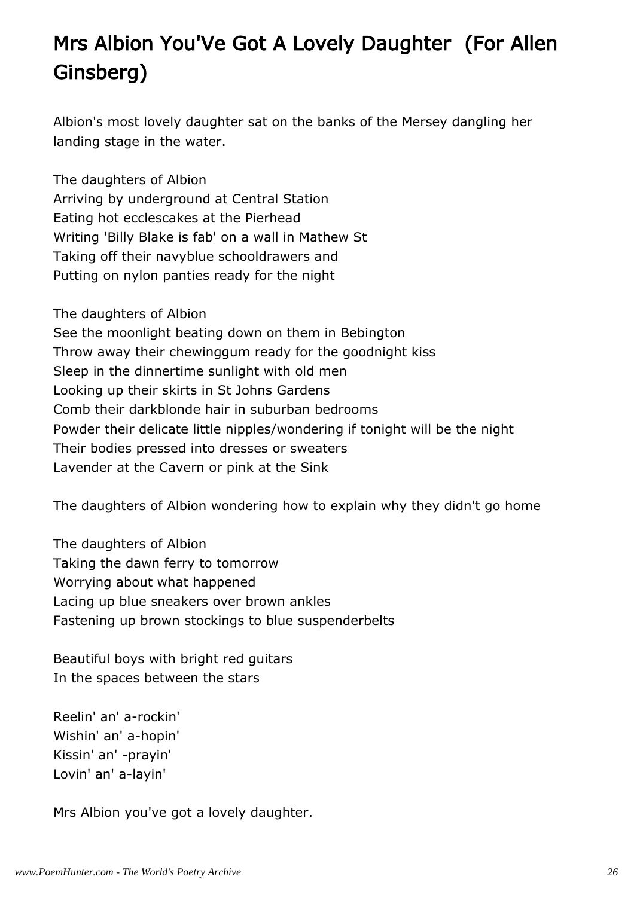# Mrs Albion You'Ve Got A Lovely Daughter (For Allen Ginsberg)

Albion's most lovely daughter sat on the banks of the Mersey dangling her landing stage in the water.

The daughters of Albion
Arriving by underground at Central Station
Eating hot ecclescakes at the Pierhead
Writing 'Billy Blake is fab' on a wall in Mathew St
Taking off their navyblue schooldrawers and
Putting on nylon panties ready for the night

The daughters of Albion
See the moonlight beating down on them in Bebington
Throw away their chewinggum ready for the goodnight kiss
Sleep in the dinnertime sunlight with old men
Looking up their skirts in St Johns Gardens
Comb their darkblonde hair in suburban bedrooms
Powder their delicate little nipples/wondering if tonight will be the night
Their bodies pressed into dresses or sweaters
Lavender at the Cavern or pink at the Sink

The daughters of Albion wondering how to explain why they didn't go home

The daughters of Albion
Taking the dawn ferry to tomorrow
Worrying about what happened
Lacing up blue sneakers over brown ankles
Fastening up brown stockings to blue suspenderbelts

Beautiful boys with bright red guitars
In the spaces between the stars

Reelin' an' a-rockin'
Wishin' an' a-hopin'
Kissin' an' -prayin'
Lovin' an' a-layin'

Mrs Albion you've got a lovely daughter.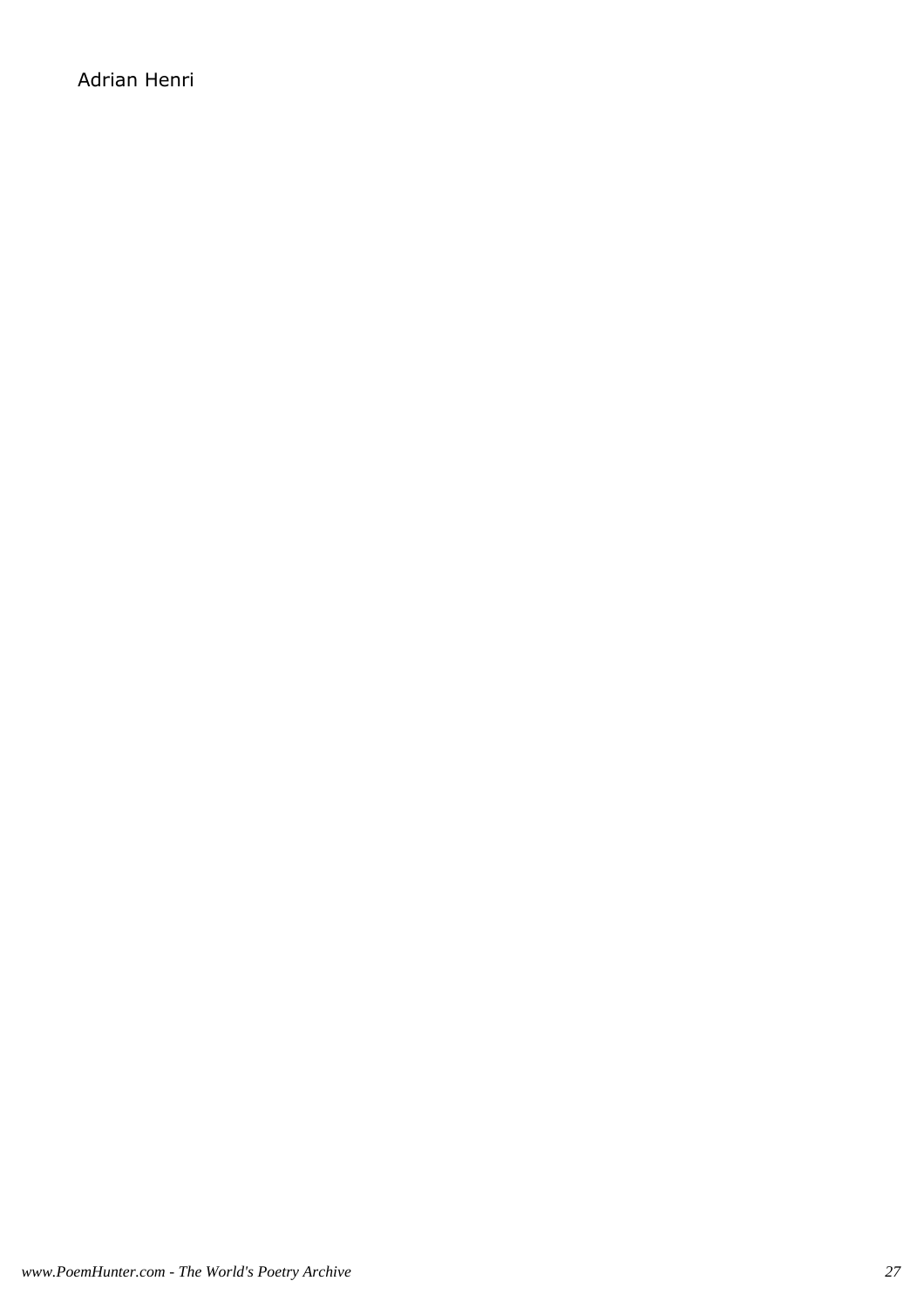Adrian Henri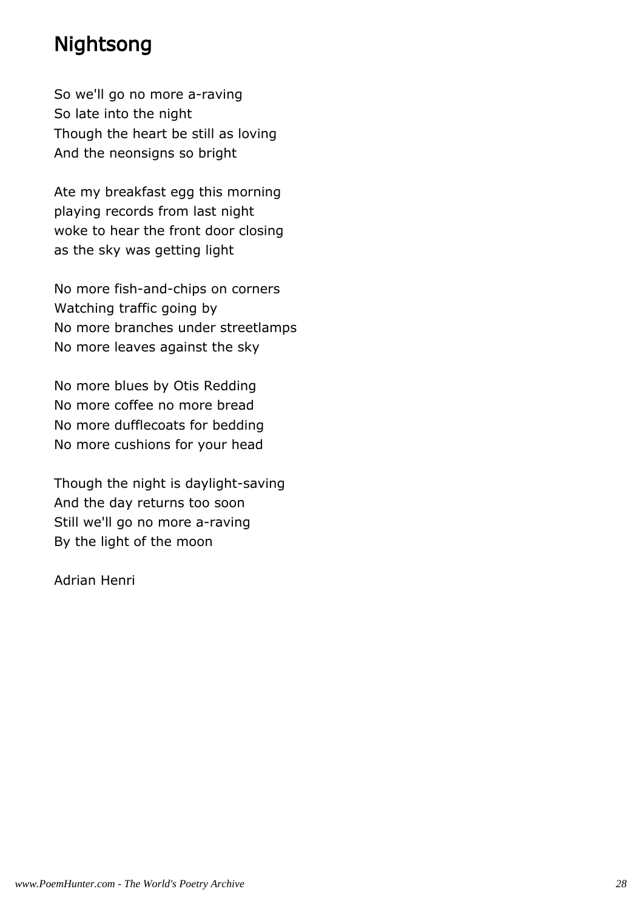# Nightsong

So we'll go no more a-raving  
So late into the night  
Though the heart be still as loving  
And the neonsigns so bright

Ate my breakfast egg this morning  
playing records from last night  
woke to hear the front door closing  
as the sky was getting light

No more fish-and-chips on corners  
Watching traffic going by  
No more branches under streetlamps  
No more leaves against the sky

No more blues by Otis Redding  
No more coffee no more bread  
No more dufflecoats for bedding  
No more cushions for your head

Though the night is daylight-saving  
And the day returns too soon  
Still we'll go no more a-raving  
By the light of the moon

Adrian Henri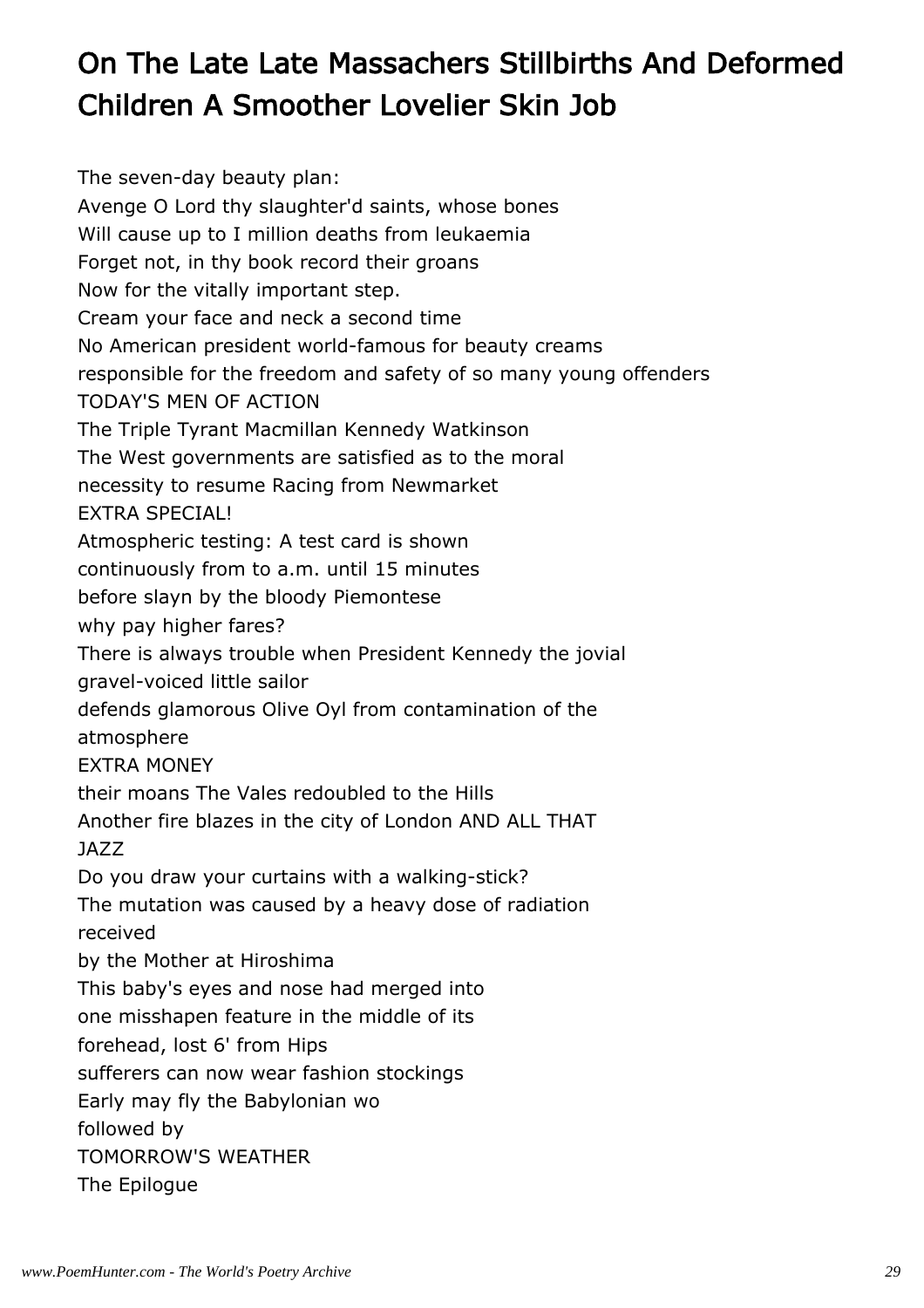# On The Late Late Massachers Stillbirths And Deformed Children A Smoother Lovelier Skin Job

The seven-day beauty plan:
Avenge O Lord thy slaughter'd saints, whose bones
Will cause up to I million deaths from leukaemia
Forget not, in thy book record their groans
Now for the vitally important step.
Cream your face and neck a second time
No American president world-famous for beauty creams
responsible for the freedom and safety of so many young offenders
TODAY'S MEN OF ACTION
The Triple Tyrant Macmillan Kennedy Watkinson
The West governments are satisfied as to the moral
necessity to resume Racing from Newmarket
EXTRA SPECIAL!
Atmospheric testing: A test card is shown
continuously from to a.m. until 15 minutes
before slayn by the bloody Piemontese
why pay higher fares?
There is always trouble when President Kennedy the jovial
gravel-voiced little sailor
defends glamorous Olive Oyl from contamination of the
atmosphere
EXTRA MONEY
their moans The Vales redoubled to the Hills
Another fire blazes in the city of London AND ALL THAT
JAZZ
Do you draw your curtains with a walking-stick?
The mutation was caused by a heavy dose of radiation
received
by the Mother at Hiroshima
This baby's eyes and nose had merged into
one misshapen feature in the middle of its
forehead, lost 6' from Hips
sufferers can now wear fashion stockings
Early may fly the Babylonian wo
followed by
TOMORROW'S WEATHER
The Epilogue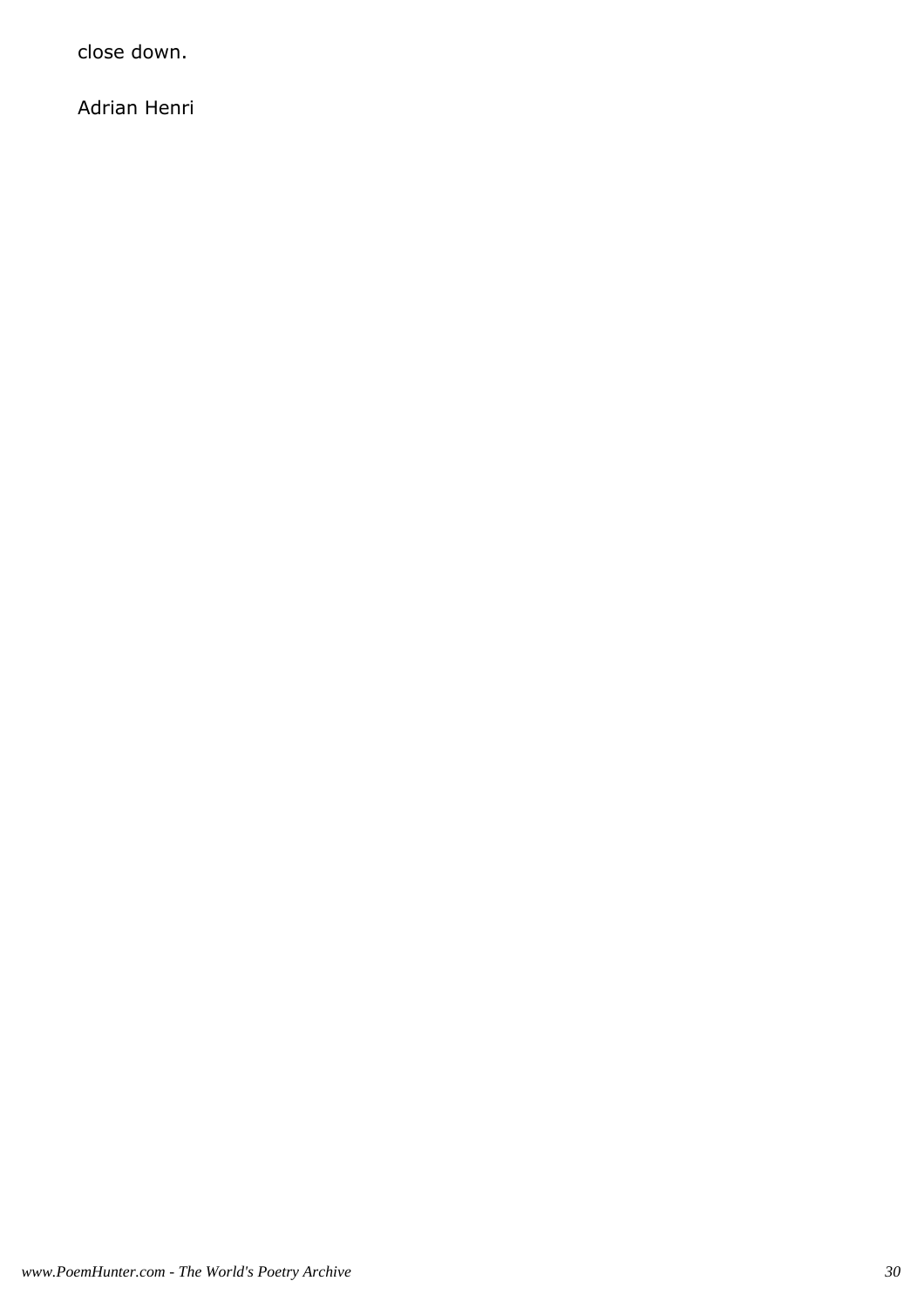close down.

Adrian Henri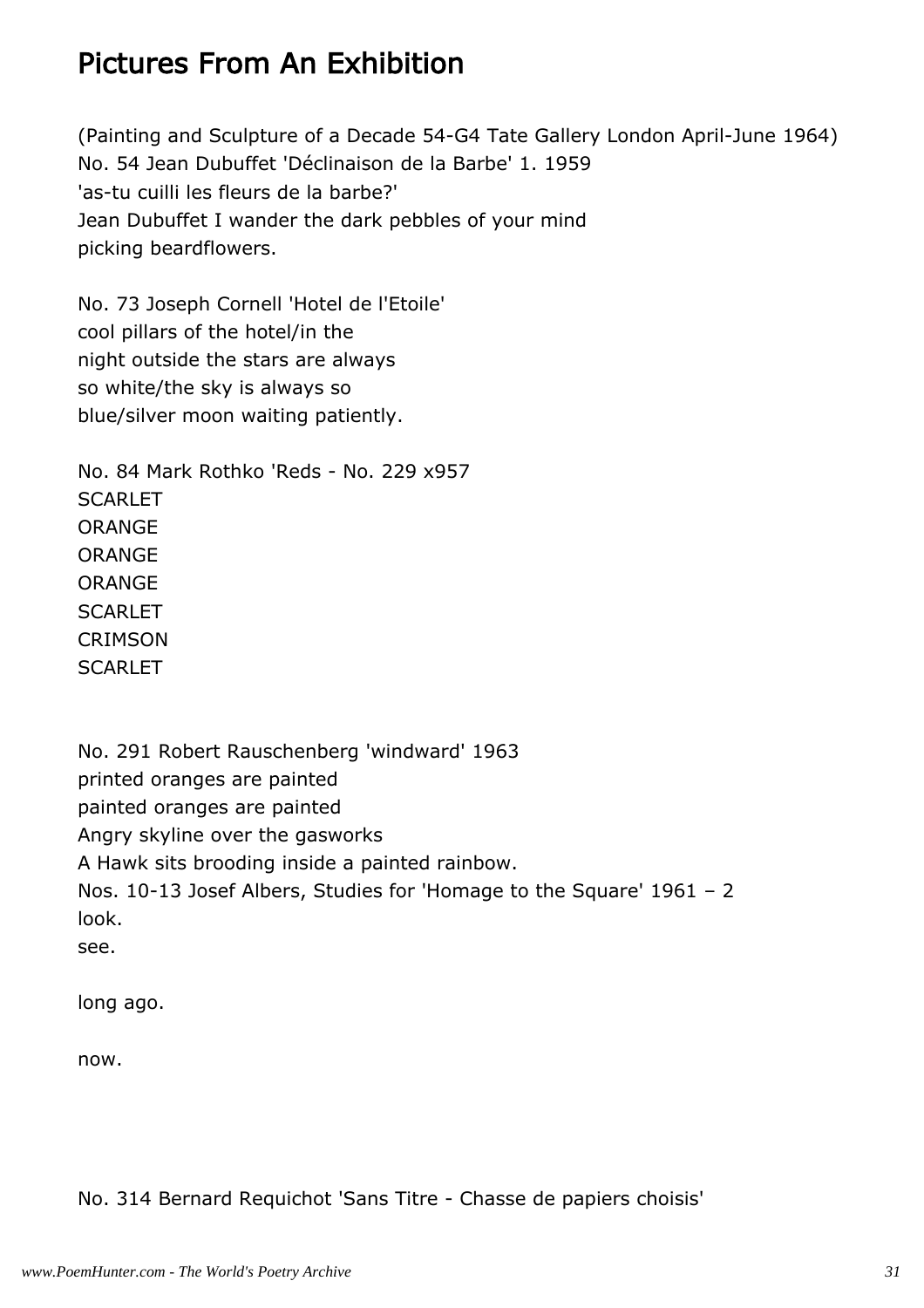# Pictures From An Exhibition

(Painting and Sculpture of a Decade 54-G4 Tate Gallery London April-June 1964)
No. 54 Jean Dubuffet 'Déclinaison de la Barbe' 1. 1959
'as-tu cuilli les fleurs de la barbe?'
Jean Dubuffet I wander the dark pebbles of your mind
picking beardflowers.

No. 73 Joseph Cornell 'Hotel de l'Etoile'
cool pillars of the hotel/in the
night outside the stars are always
so white/the sky is always so
blue/silver moon waiting patiently.

No. 84 Mark Rothko 'Reds - No. 229 x957
SCARLET
ORANGE
ORANGE
ORANGE
SCARLET
CRIMSON
SCARLET

No. 291 Robert Rauschenberg 'windward' 1963
printed oranges are painted
painted oranges are painted
Angry skyline over the gasworks
A Hawk sits brooding inside a painted rainbow.
Nos. 10-13 Josef Albers, Studies for 'Homage to the Square' 1961 – 2
look.
see.

long ago.

now.

No. 314 Bernard Requichot 'Sans Titre - Chasse de papiers choisis'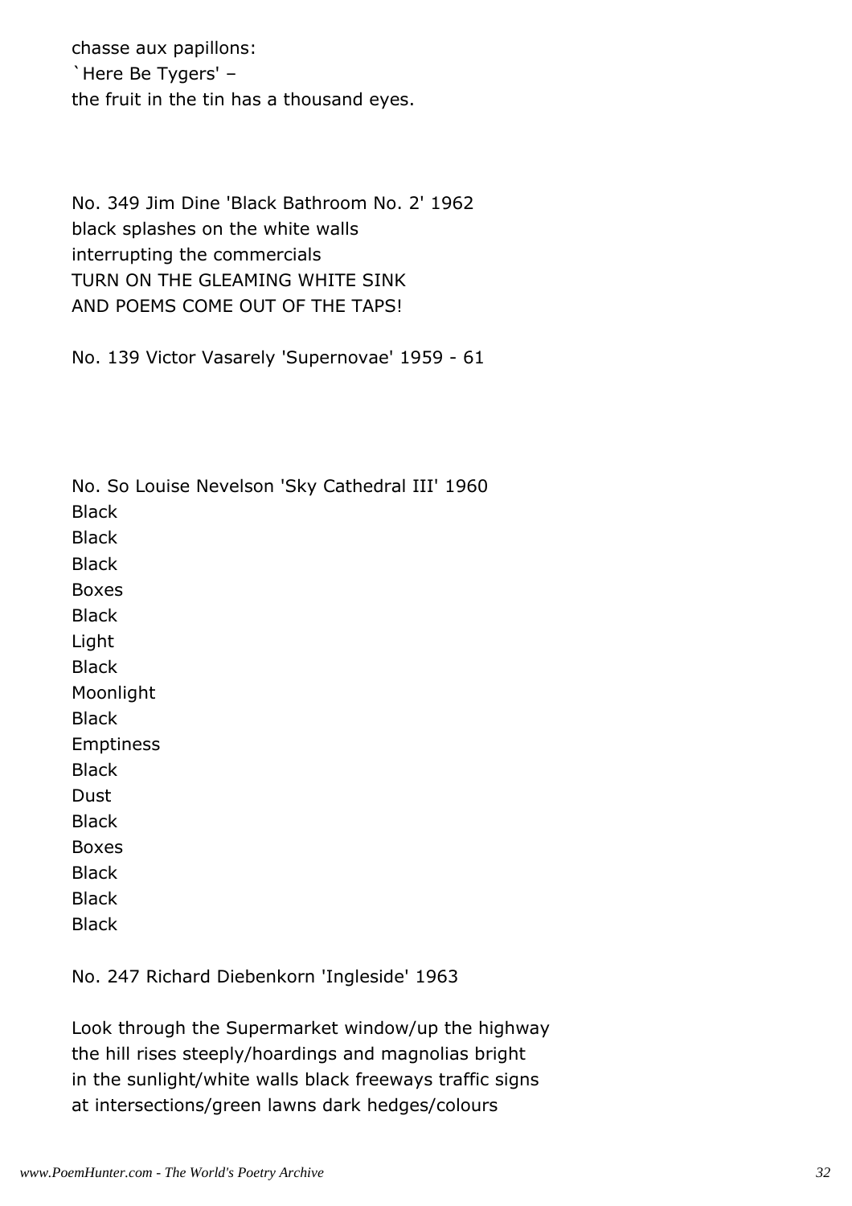chasse aux papillons:
`Here Be Tygers' –
the fruit in the tin has a thousand eyes.

No. 349 Jim Dine 'Black Bathroom No. 2' 1962
black splashes on the white walls
interrupting the commercials
TURN ON THE GLEAMING WHITE SINK
AND POEMS COME OUT OF THE TAPS!

No. 139 Victor Vasarely 'Supernovae' 1959 - 61

No. So Louise Nevelson 'Sky Cathedral III' 1960
Black
Black
Black
Boxes
Black
Light
Black
Moonlight
Black
Emptiness
Black
Dust
Black
Boxes
Black
Black
Black

No. 247 Richard Diebenkorn 'Ingleside' 1963

Look through the Supermarket window/up the highway
the hill rises steeply/hoardings and magnolias bright
in the sunlight/white walls black freeways traffic signs
at intersections/green lawns dark hedges/colours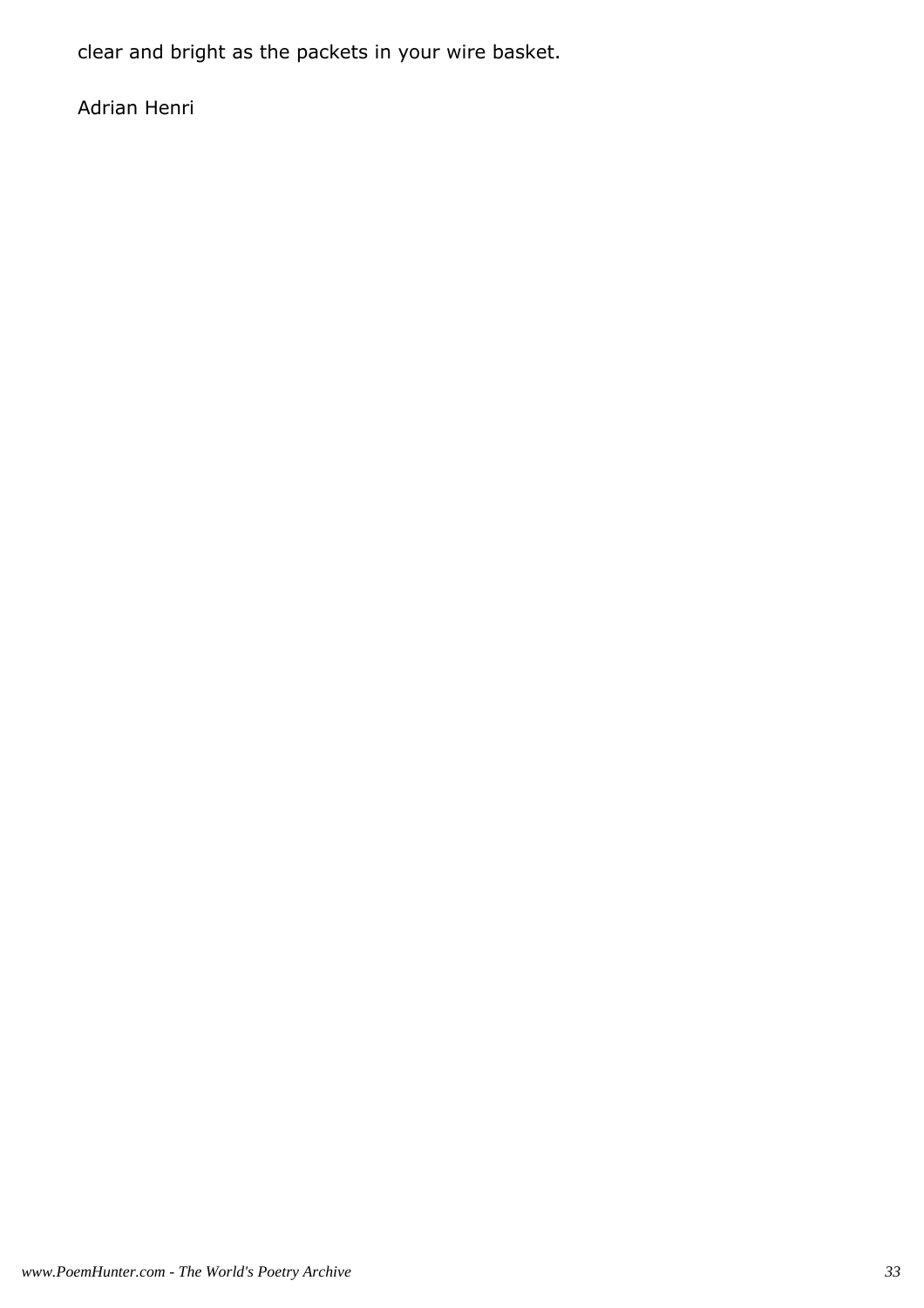clear and bright as the packets in your wire basket.

Adrian Henri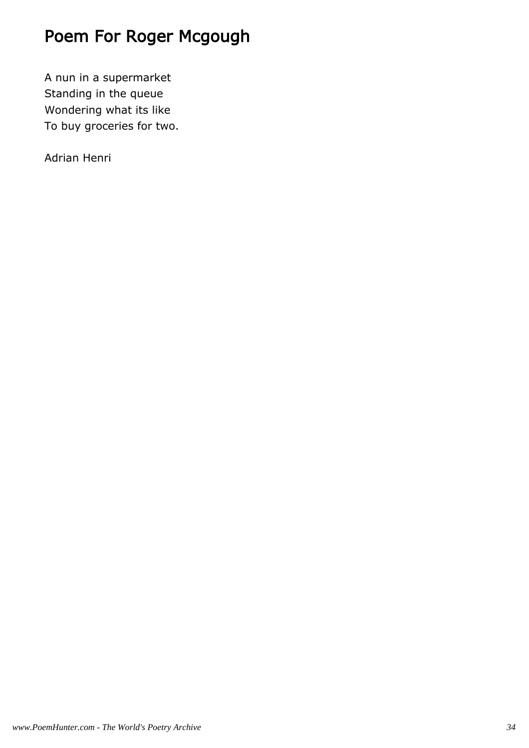# Poem For Roger Mcgough

A nun in a supermarket  
Standing in the queue  
Wondering what its like  
To buy groceries for two.

Adrian Henri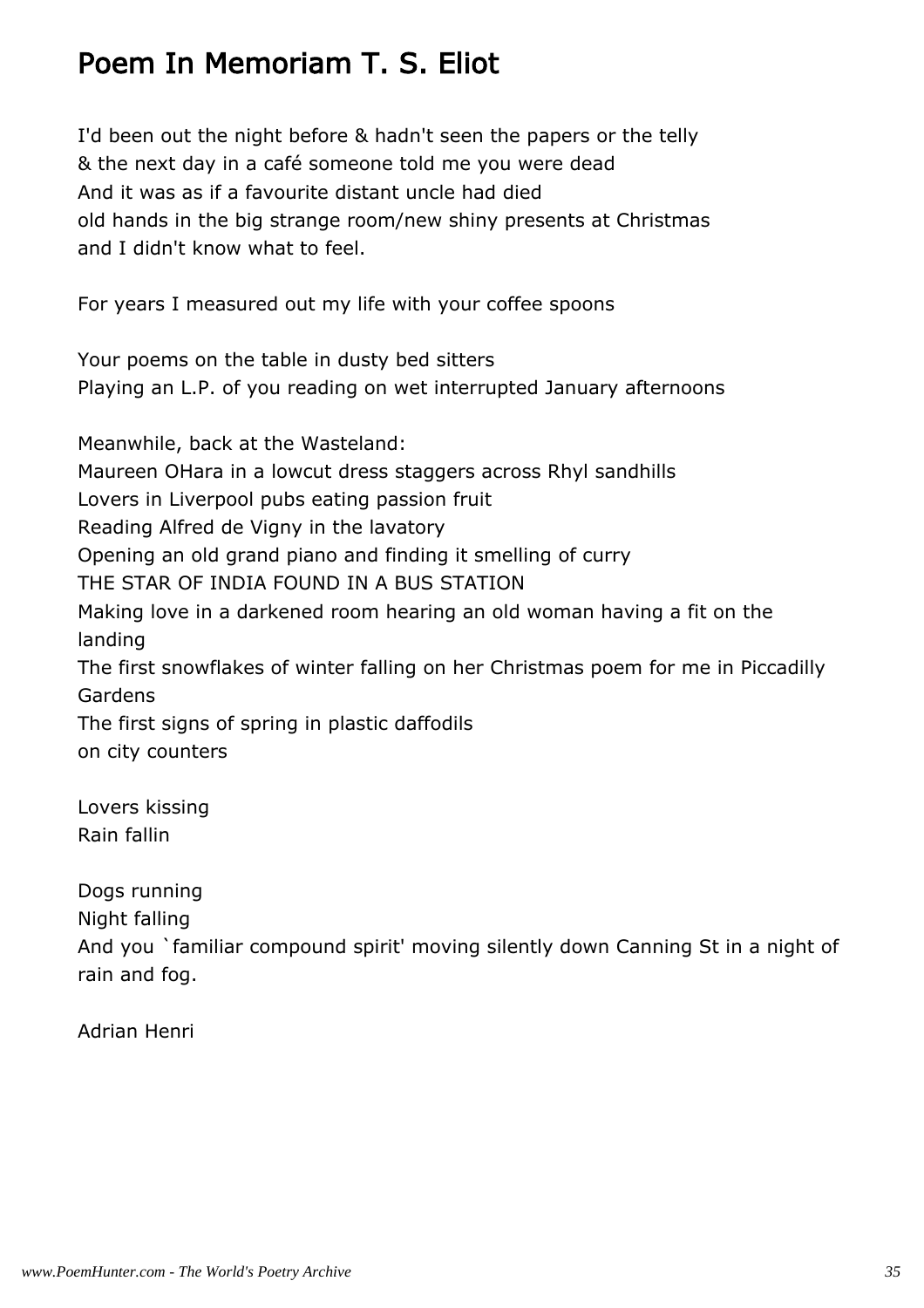# Poem In Memoriam T. S. Eliot

I'd been out the night before & hadn't seen the papers or the telly
& the next day in a café someone told me you were dead
And it was as if a favourite distant uncle had died
old hands in the big strange room/new shiny presents at Christmas
and I didn't know what to feel.

For years I measured out my life with your coffee spoons

Your poems on the table in dusty bed sitters
Playing an L.P. of you reading on wet interrupted January afternoons

Meanwhile, back at the Wasteland:
Maureen OHara in a lowcut dress staggers across Rhyl sandhills
Lovers in Liverpool pubs eating passion fruit
Reading Alfred de Vigny in the lavatory
Opening an old grand piano and finding it smelling of curry
THE STAR OF INDIA FOUND IN A BUS STATION
Making love in a darkened room hearing an old woman having a fit on the landing
The first snowflakes of winter falling on her Christmas poem for me in Piccadilly Gardens
The first signs of spring in plastic daffodils
on city counters

Lovers kissing
Rain fallin

Dogs running
Night falling
And you `familiar compound spirit' moving silently down Canning St in a night of rain and fog.

Adrian Henri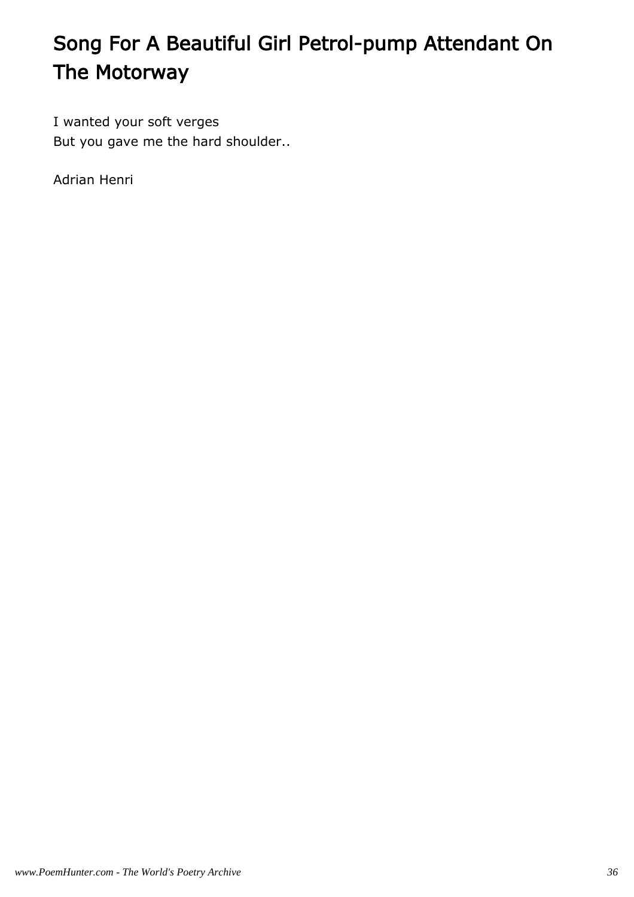# Song For A Beautiful Girl Petrol-pump Attendant On The Motorway

I wanted your soft verges  
But you gave me the hard shoulder..

Adrian Henri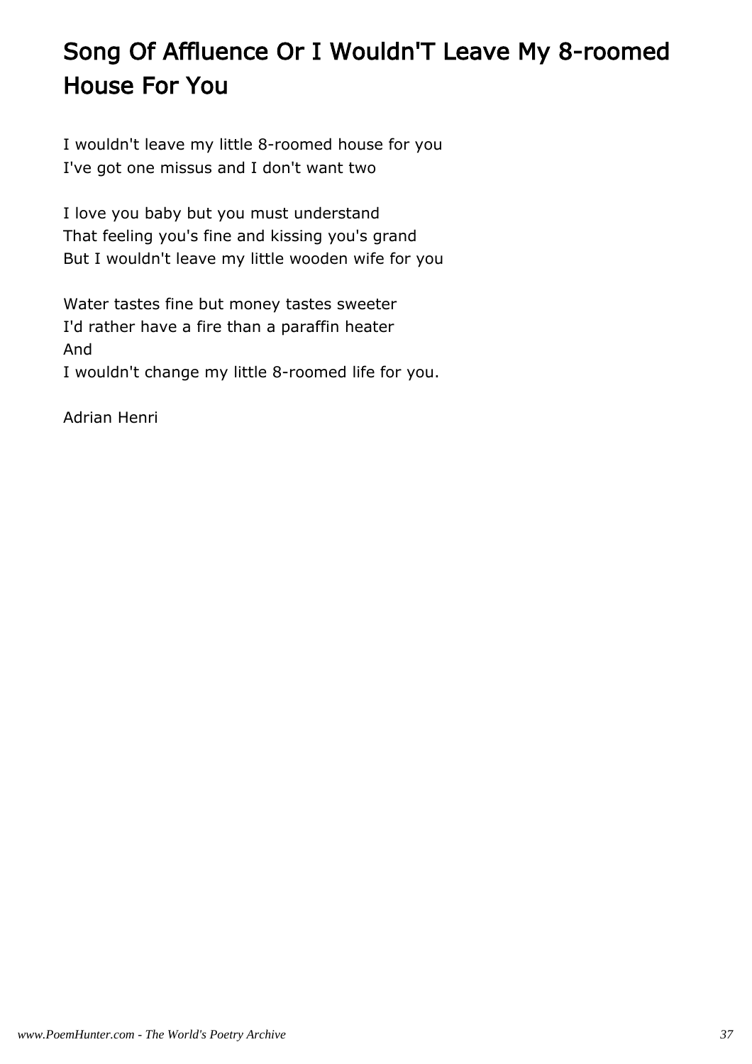# Song Of Affluence Or I Wouldn'T Leave My 8-roomed House For You

I wouldn't leave my little 8-roomed house for you
I've got one missus and I don't want two

I love you baby but you must understand
That feeling you's fine and kissing you's grand
But I wouldn't leave my little wooden wife for you

Water tastes fine but money tastes sweeter
I'd rather have a fire than a paraffin heater
And
I wouldn't change my little 8-roomed life for you.

Adrian Henri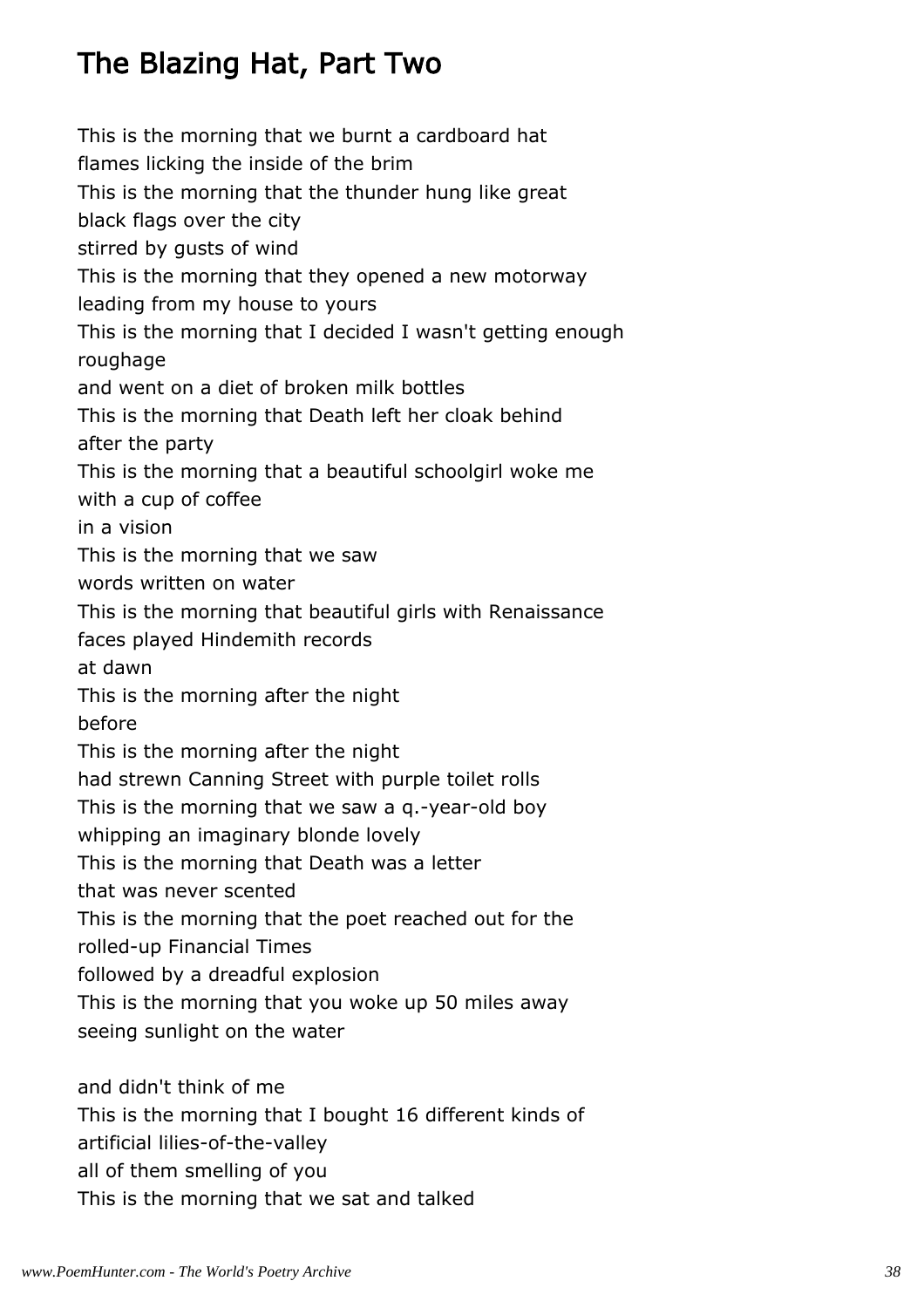## The Blazing Hat, Part Two

This is the morning that we burnt a cardboard hat
flames licking the inside of the brim
This is the morning that the thunder hung like great
black flags over the city
stirred by gusts of wind
This is the morning that they opened a new motorway
leading from my house to yours
This is the morning that I decided I wasn't getting enough
roughage
and went on a diet of broken milk bottles
This is the morning that Death left her cloak behind
after the party
This is the morning that a beautiful schoolgirl woke me
with a cup of coffee
in a vision
This is the morning that we saw
words written on water
This is the morning that beautiful girls with Renaissance
faces played Hindemith records
at dawn
This is the morning after the night
before
This is the morning after the night
had strewn Canning Street with purple toilet rolls
This is the morning that we saw a q.-year-old boy
whipping an imaginary blonde lovely
This is the morning that Death was a letter
that was never scented
This is the morning that the poet reached out for the
rolled-up Financial Times
followed by a dreadful explosion
This is the morning that you woke up 50 miles away
seeing sunlight on the water

and didn't think of me
This is the morning that I bought 16 different kinds of
artificial lilies-of-the-valley
all of them smelling of you
This is the morning that we sat and talked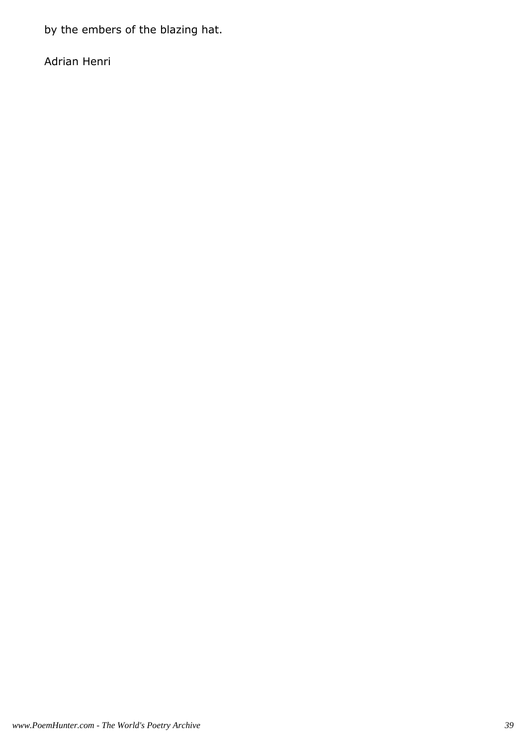by the embers of the blazing hat.

Adrian Henri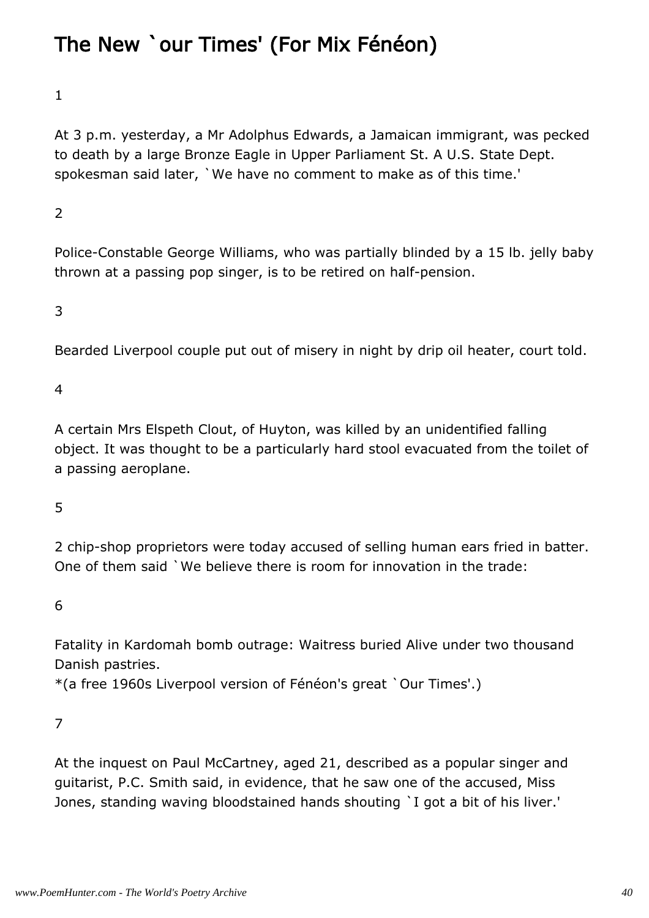# The New `our Times' (For Mix Fénéon)

1

At 3 p.m. yesterday, a Mr Adolphus Edwards, a Jamaican immigrant, was pecked to death by a large Bronze Eagle in Upper Parliament St. A U.S. State Dept. spokesman said later, `We have no comment to make as of this time.'

2

Police-Constable George Williams, who was partially blinded by a 15 lb. jelly baby thrown at a passing pop singer, is to be retired on half-pension.

3

Bearded Liverpool couple put out of misery in night by drip oil heater, court told.

4

A certain Mrs Elspeth Clout, of Huyton, was killed by an unidentified falling object. It was thought to be a particularly hard stool evacuated from the toilet of a passing aeroplane.

5

2 chip-shop proprietors were today accused of selling human ears fried in batter. One of them said `We believe there is room for innovation in the trade:

6

Fatality in Kardomah bomb outrage: Waitress buried Alive under two thousand Danish pastries.
*(a free 1960s Liverpool version of Fénéon's great `Our Times'.)

7

At the inquest on Paul McCartney, aged 21, described as a popular singer and guitarist, P.C. Smith said, in evidence, that he saw one of the accused, Miss Jones, standing waving bloodstained hands shouting `I got a bit of his liver.'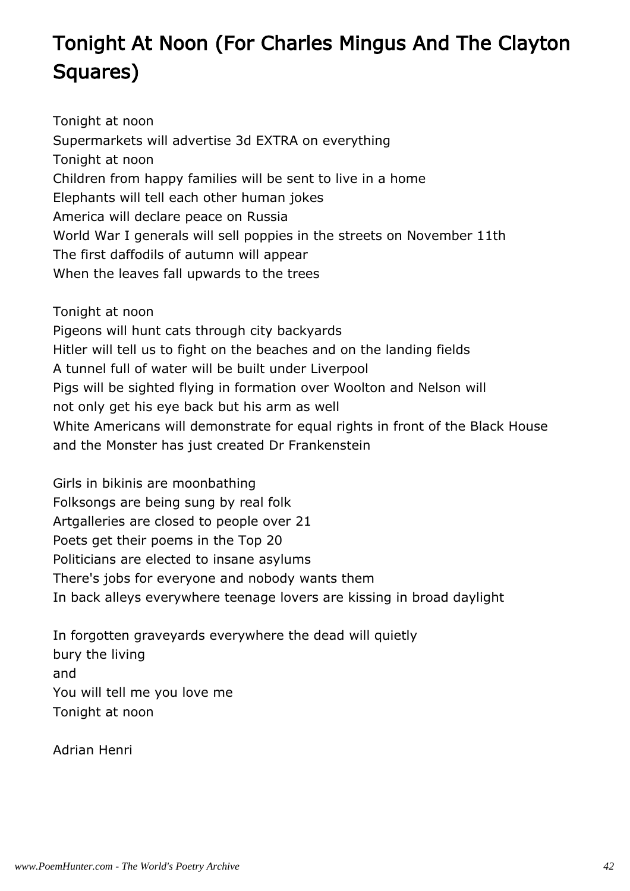# Tonight At Noon (For Charles Mingus And The Clayton Squares)

Tonight at noon  
Supermarkets will advertise 3d EXTRA on everything  
Tonight at noon  
Children from happy families will be sent to live in a home  
Elephants will tell each other human jokes  
America will declare peace on Russia  
World War I generals will sell poppies in the streets on November 11th  
The first daffodils of autumn will appear  
When the leaves fall upwards to the trees

Tonight at noon  
Pigeons will hunt cats through city backyards  
Hitler will tell us to fight on the beaches and on the landing fields  
A tunnel full of water will be built under Liverpool  
Pigs will be sighted flying in formation over Woolton and Nelson will  
not only get his eye back but his arm as well  
White Americans will demonstrate for equal rights in front of the Black House  
and the Monster has just created Dr Frankenstein

Girls in bikinis are moonbathing  
Folksongs are being sung by real folk  
Artgalleries are closed to people over 21  
Poets get their poems in the Top 20  
Politicians are elected to insane asylums  
There's jobs for everyone and nobody wants them  
In back alleys everywhere teenage lovers are kissing in broad daylight

In forgotten graveyards everywhere the dead will quietly  
bury the living  
and  
You will tell me you love me  
Tonight at noon

Adrian Henri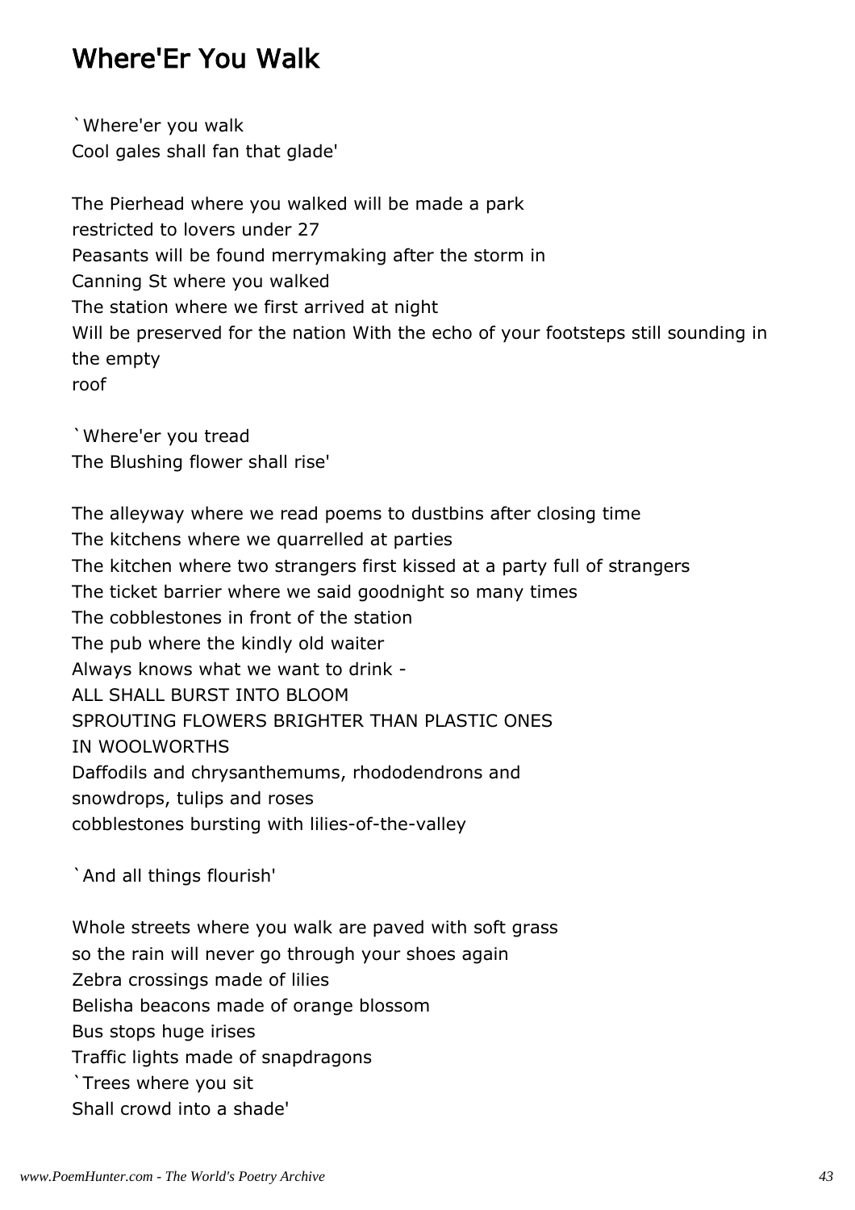## Where'Er You Walk

`Where'er you walk
Cool gales shall fan that glade'

The Pierhead where you walked will be made a park
restricted to lovers under 27
Peasants will be found merrymaking after the storm in
Canning St where you walked
The station where we first arrived at night
Will be preserved for the nation With the echo of your footsteps still sounding in the empty
roof

`Where'er you tread
The Blushing flower shall rise'

The alleyway where we read poems to dustbins after closing time
The kitchens where we quarrelled at parties
The kitchen where two strangers first kissed at a party full of strangers
The ticket barrier where we said goodnight so many times
The cobblestones in front of the station
The pub where the kindly old waiter
Always knows what we want to drink -
ALL SHALL BURST INTO BLOOM
SPROUTING FLOWERS BRIGHTER THAN PLASTIC ONES
IN WOOLWORTHS
Daffodils and chrysanthemums, rhododendrons and
snowdrops, tulips and roses
cobblestones bursting with lilies-of-the-valley

`And all things flourish'

Whole streets where you walk are paved with soft grass
so the rain will never go through your shoes again
Zebra crossings made of lilies
Belisha beacons made of orange blossom
Bus stops huge irises
Traffic lights made of snapdragons
`Trees where you sit
Shall crowd into a shade'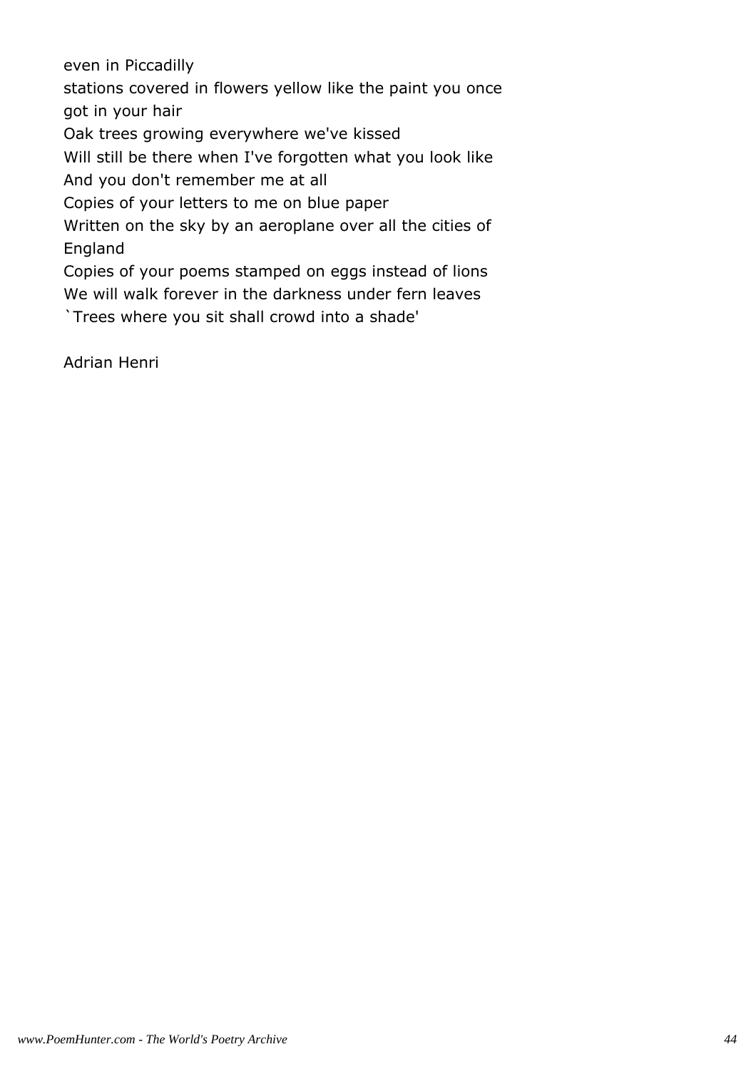even in Piccadilly
stations covered in flowers yellow like the paint you once got in your hair
Oak trees growing everywhere we've kissed
Will still be there when I've forgotten what you look like
And you don't remember me at all
Copies of your letters to me on blue paper
Written on the sky by an aeroplane over all the cities of England
Copies of your poems stamped on eggs instead of lions
We will walk forever in the darkness under fern leaves
`Trees where you sit shall crowd into a shade'

Adrian Henri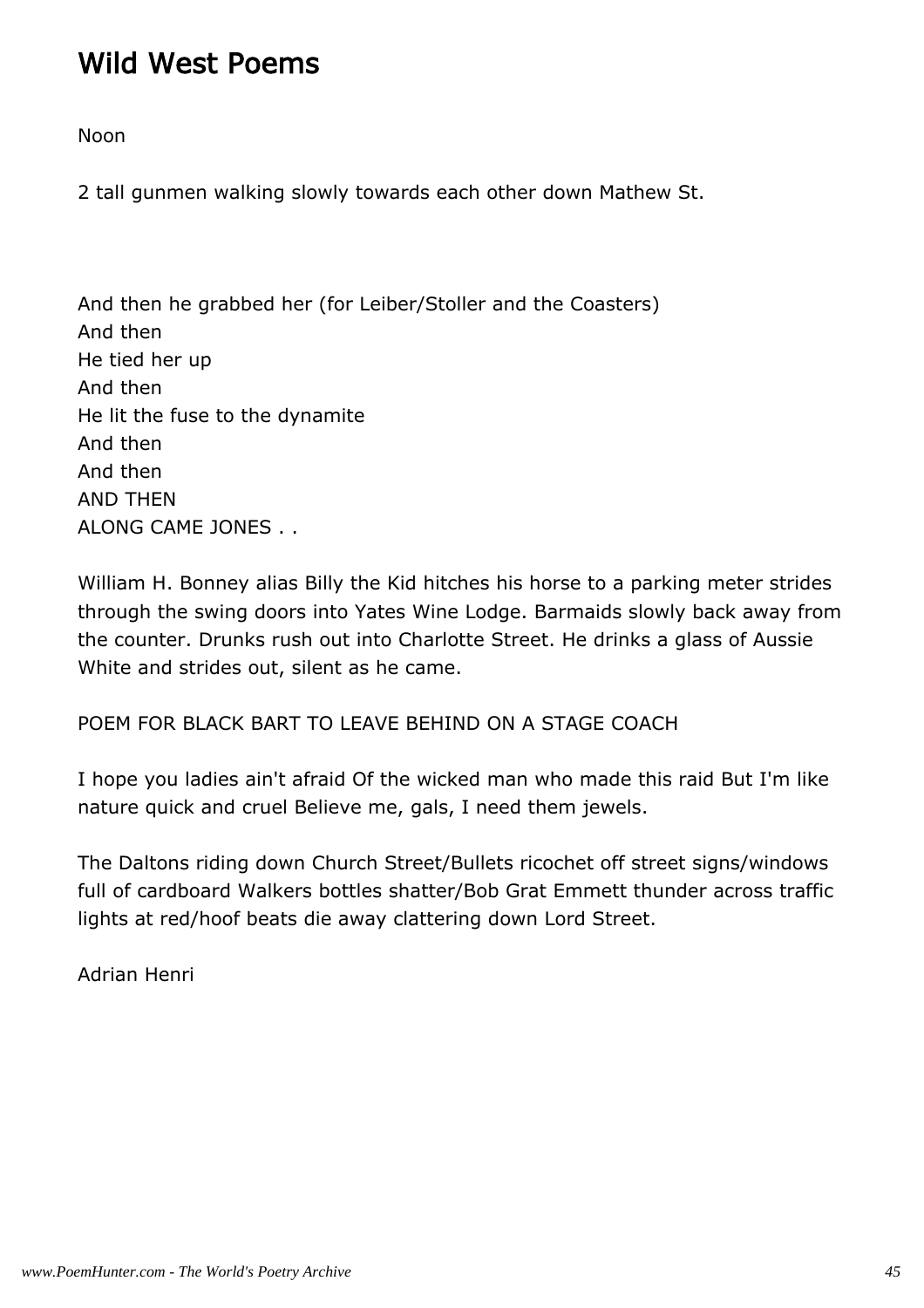# Wild West Poems

Noon

2 tall gunmen walking slowly towards each other down Mathew St.

And then he grabbed her (for Leiber/Stoller and the Coasters)
And then
He tied her up
And then
He lit the fuse to the dynamite
And then
And then
AND THEN
ALONG CAME JONES . .

William H. Bonney alias Billy the Kid hitches his horse to a parking meter strides through the swing doors into Yates Wine Lodge. Barmaids slowly back away from the counter. Drunks rush out into Charlotte Street. He drinks a glass of Aussie White and strides out, silent as he came.

POEM FOR BLACK BART TO LEAVE BEHIND ON A STAGE COACH

I hope you ladies ain't afraid Of the wicked man who made this raid But I'm like nature quick and cruel Believe me, gals, I need them jewels.

The Daltons riding down Church Street/Bullets ricochet off street signs/windows full of cardboard Walkers bottles shatter/Bob Grat Emmett thunder across traffic lights at red/hoof beats die away clattering down Lord Street.

Adrian Henri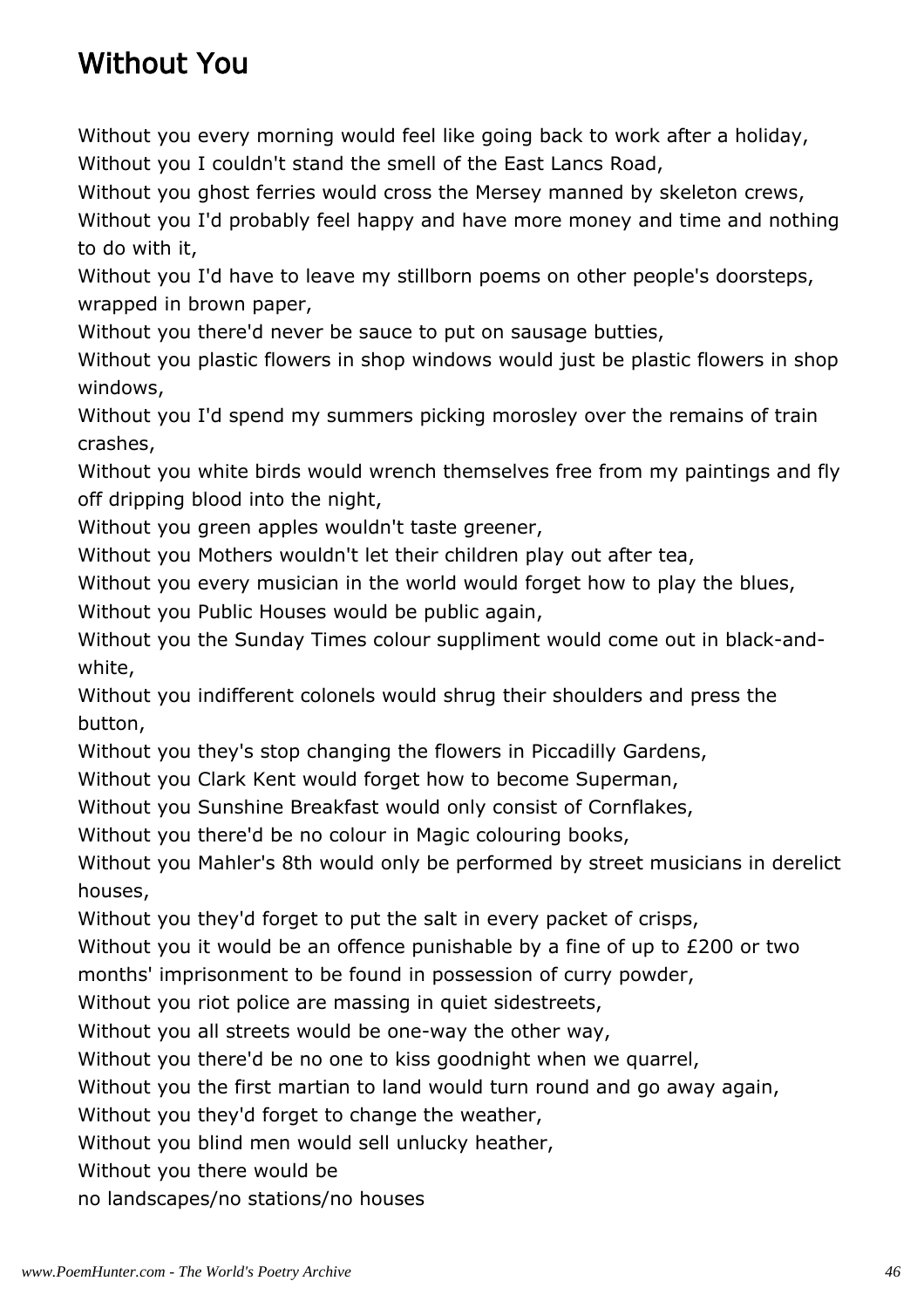## Without You

Without you every morning would feel like going back to work after a holiday,
Without you I couldn't stand the smell of the East Lancs Road,
Without you ghost ferries would cross the Mersey manned by skeleton crews,
Without you I'd probably feel happy and have more money and time and nothing to do with it,
Without you I'd have to leave my stillborn poems on other people's doorsteps, wrapped in brown paper,
Without you there'd never be sauce to put on sausage butties,
Without you plastic flowers in shop windows would just be plastic flowers in shop windows,
Without you I'd spend my summers picking morosley over the remains of train crashes,
Without you white birds would wrench themselves free from my paintings and fly off dripping blood into the night,
Without you green apples wouldn't taste greener,
Without you Mothers wouldn't let their children play out after tea,
Without you every musician in the world would forget how to play the blues,
Without you Public Houses would be public again,
Without you the Sunday Times colour suppliment would come out in black-and-white,
Without you indifferent colonels would shrug their shoulders and press the button,
Without you they's stop changing the flowers in Piccadilly Gardens,
Without you Clark Kent would forget how to become Superman,
Without you Sunshine Breakfast would only consist of Cornflakes,
Without you there'd be no colour in Magic colouring books,
Without you Mahler's 8th would only be performed by street musicians in derelict houses,
Without you they'd forget to put the salt in every packet of crisps,
Without you it would be an offence punishable by a fine of up to £200 or two months' imprisonment to be found in possession of curry powder,
Without you riot police are massing in quiet sidestreets,
Without you all streets would be one-way the other way,
Without you there'd be no one to kiss goodnight when we quarrel,
Without you the first martian to land would turn round and go away again,
Without you they'd forget to change the weather,
Without you blind men would sell unlucky heather,
Without you there would be
no landscapes/no stations/no houses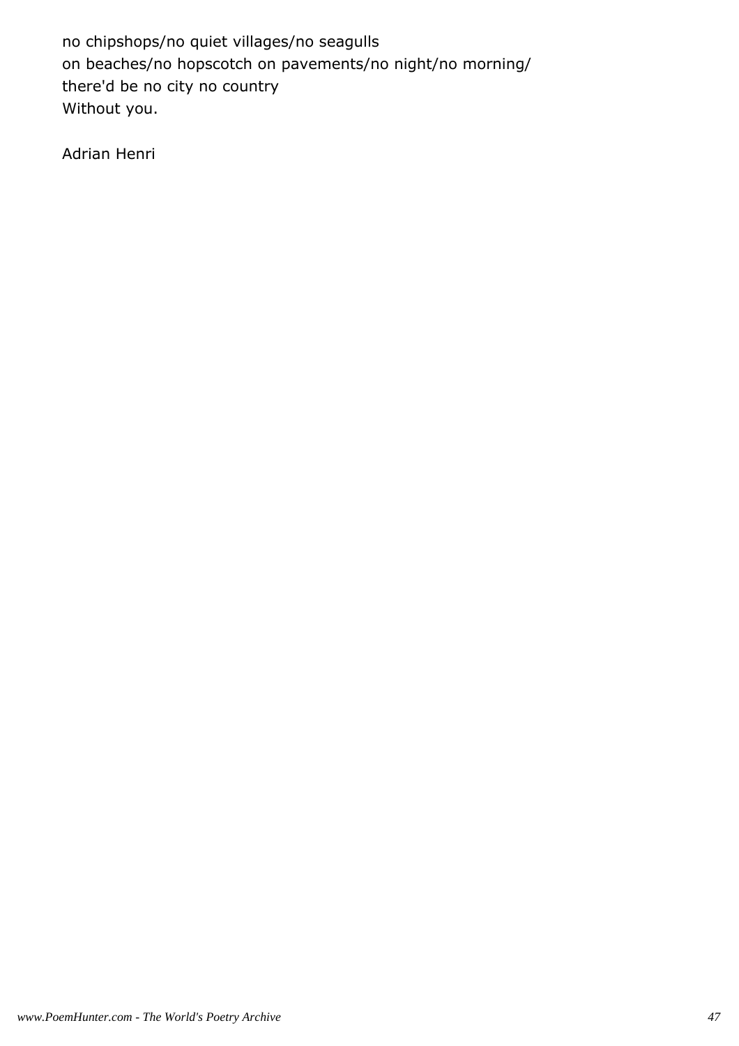no chipshops/no quiet villages/no seagulls
on beaches/no hopscotch on pavements/no night/no morning/
there'd be no city no country
Without you.

Adrian Henri